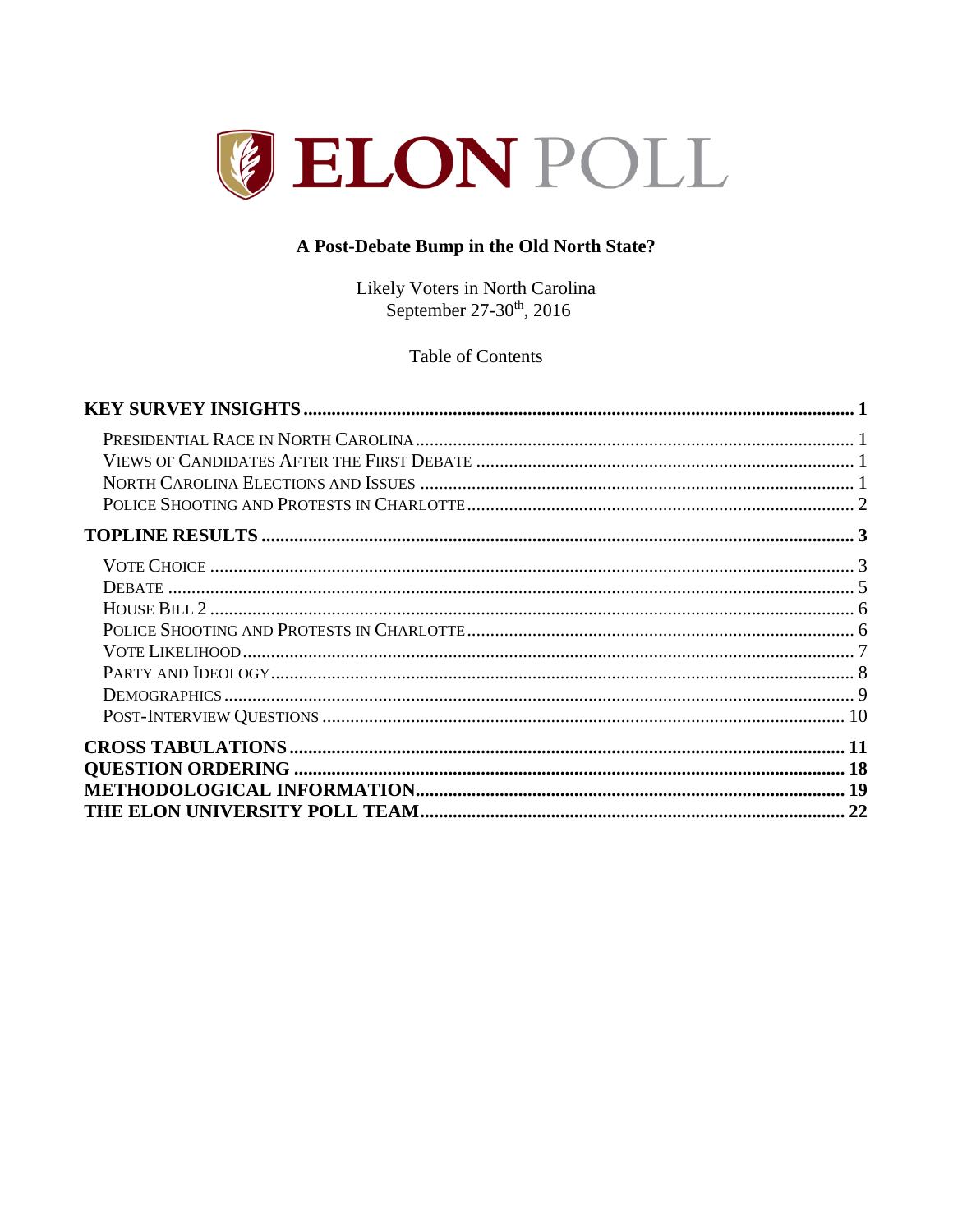# ELON POLL

## A Post-Debate Bump in the Old North State?

Likely Voters in North Carolina
September 27-30th, 2016

Table of Contents

**KEY SURVEY INSIGHTS** .......... 1

- Presidential Race in North Carolina .......... 1
- Views of Candidates After the First Debate .......... 1
- North Carolina Elections and Issues .......... 1
- Police Shooting and Protests in Charlotte .......... 2

**TOPLINE RESULTS** .......... 3

- Vote Choice .......... 3
- Debate .......... 5
- House Bill 2 .......... 6
- Police Shooting and Protests in Charlotte .......... 6
- Vote Likelihood .......... 7
- Party and Ideology .......... 8
- Demographics .......... 9
- Post-Interview Questions .......... 10

**CROSS TABULATIONS** .......... 11

**QUESTION ORDERING** .......... 18

**METHODOLOGICAL INFORMATION** .......... 19

**THE ELON UNIVERSITY POLL TEAM** .......... 22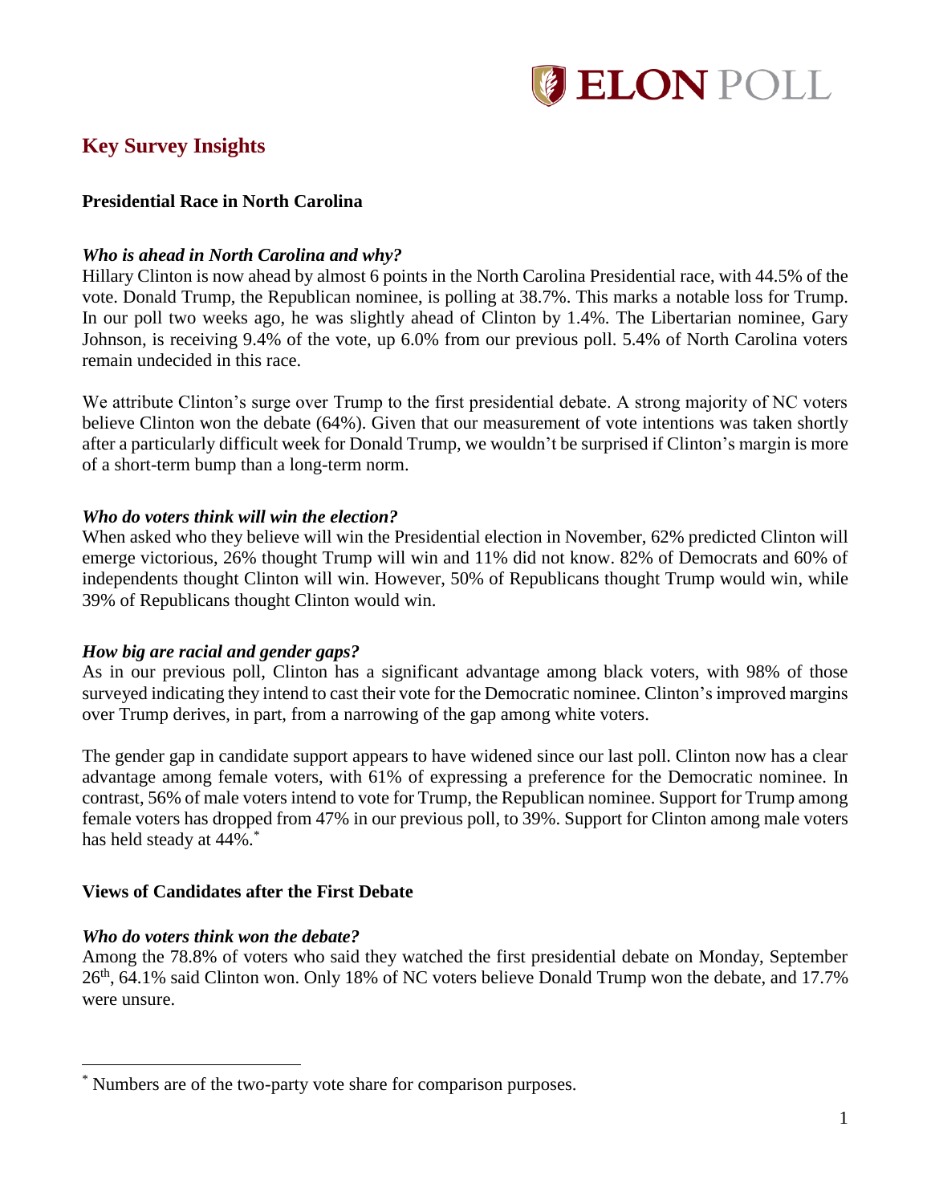# Key Survey Insights

## Presidential Race in North Carolina

### *Who is ahead in North Carolina and why?*

Hillary Clinton is now ahead by almost 6 points in the North Carolina Presidential race, with 44.5% of the vote. Donald Trump, the Republican nominee, is polling at 38.7%. This marks a notable loss for Trump. In our poll two weeks ago, he was slightly ahead of Clinton by 1.4%. The Libertarian nominee, Gary Johnson, is receiving 9.4% of the vote, up 6.0% from our previous poll. 5.4% of North Carolina voters remain undecided in this race.

We attribute Clinton's surge over Trump to the first presidential debate. A strong majority of NC voters believe Clinton won the debate (64%). Given that our measurement of vote intentions was taken shortly after a particularly difficult week for Donald Trump, we wouldn't be surprised if Clinton's margin is more of a short-term bump than a long-term norm.

### *Who do voters think will win the election?*

When asked who they believe will win the Presidential election in November, 62% predicted Clinton will emerge victorious, 26% thought Trump will win and 11% did not know. 82% of Democrats and 60% of independents thought Clinton will win. However, 50% of Republicans thought Trump would win, while 39% of Republicans thought Clinton would win.

### *How big are racial and gender gaps?*

As in our previous poll, Clinton has a significant advantage among black voters, with 98% of those surveyed indicating they intend to cast their vote for the Democratic nominee. Clinton's improved margins over Trump derives, in part, from a narrowing of the gap among white voters.

The gender gap in candidate support appears to have widened since our last poll. Clinton now has a clear advantage among female voters, with 61% of expressing a preference for the Democratic nominee. In contrast, 56% of male voters intend to vote for Trump, the Republican nominee. Support for Trump among female voters has dropped from 47% in our previous poll, to 39%. Support for Clinton among male voters has held steady at 44%.*

## Views of Candidates after the First Debate

### *Who do voters think won the debate?*

Among the 78.8% of voters who said they watched the first presidential debate on Monday, September 26th, 64.1% said Clinton won. Only 18% of NC voters believe Donald Trump won the debate, and 17.7% were unsure.

---

\* Numbers are of the two-party vote share for comparison purposes.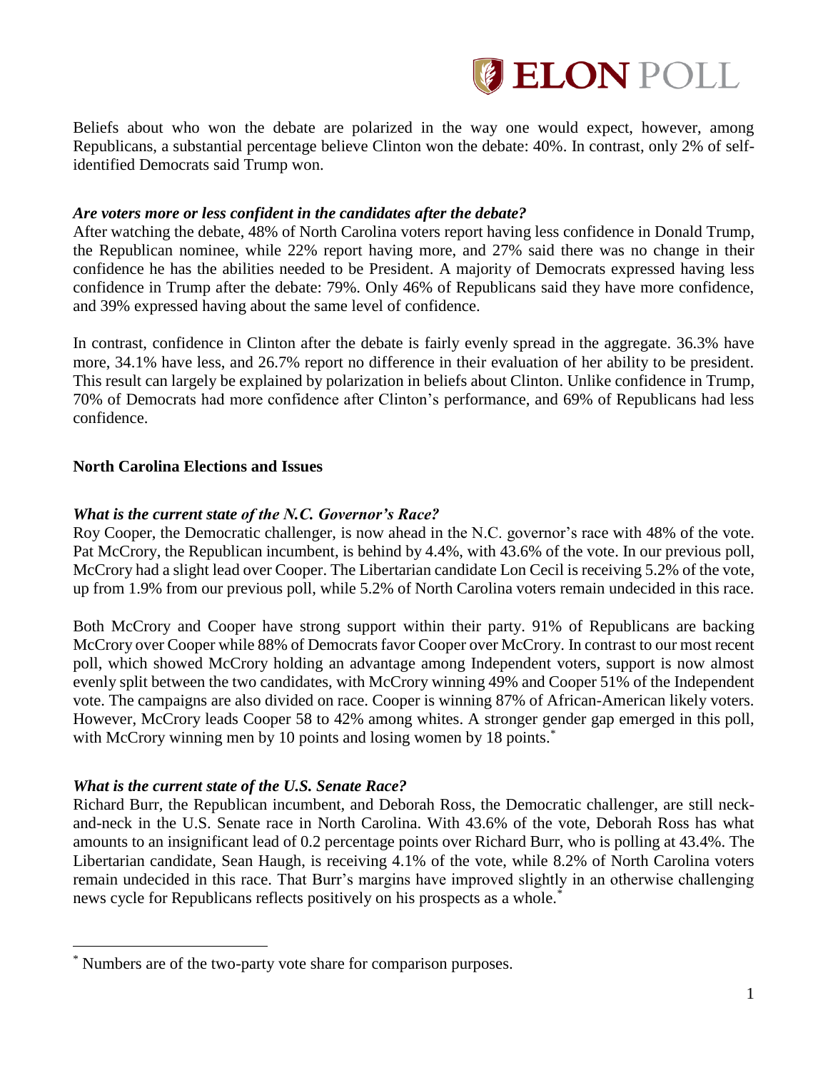Beliefs about who won the debate are polarized in the way one would expect, however, among Republicans, a substantial percentage believe Clinton won the debate: 40%. In contrast, only 2% of self-identified Democrats said Trump won.

### *Are voters more or less confident in the candidates after the debate?*

After watching the debate, 48% of North Carolina voters report having less confidence in Donald Trump, the Republican nominee, while 22% report having more, and 27% said there was no change in their confidence he has the abilities needed to be President. A majority of Democrats expressed having less confidence in Trump after the debate: 79%. Only 46% of Republicans said they have more confidence, and 39% expressed having about the same level of confidence.

In contrast, confidence in Clinton after the debate is fairly evenly spread in the aggregate. 36.3% have more, 34.1% have less, and 26.7% report no difference in their evaluation of her ability to be president. This result can largely be explained by polarization in beliefs about Clinton. Unlike confidence in Trump, 70% of Democrats had more confidence after Clinton's performance, and 69% of Republicans had less confidence.

## North Carolina Elections and Issues

### *What is the current state of the N.C. Governor's Race?*

Roy Cooper, the Democratic challenger, is now ahead in the N.C. governor's race with 48% of the vote. Pat McCrory, the Republican incumbent, is behind by 4.4%, with 43.6% of the vote. In our previous poll, McCrory had a slight lead over Cooper. The Libertarian candidate Lon Cecil is receiving 5.2% of the vote, up from 1.9% from our previous poll, while 5.2% of North Carolina voters remain undecided in this race.

Both McCrory and Cooper have strong support within their party. 91% of Republicans are backing McCrory over Cooper while 88% of Democrats favor Cooper over McCrory. In contrast to our most recent poll, which showed McCrory holding an advantage among Independent voters, support is now almost evenly split between the two candidates, with McCrory winning 49% and Cooper 51% of the Independent vote. The campaigns are also divided on race. Cooper is winning 87% of African-American likely voters. However, McCrory leads Cooper 58 to 42% among whites. A stronger gender gap emerged in this poll, with McCrory winning men by 10 points and losing women by 18 points.*

### *What is the current state of the U.S. Senate Race?*

Richard Burr, the Republican incumbent, and Deborah Ross, the Democratic challenger, are still neck-and-neck in the U.S. Senate race in North Carolina. With 43.6% of the vote, Deborah Ross has what amounts to an insignificant lead of 0.2 percentage points over Richard Burr, who is polling at 43.4%. The Libertarian candidate, Sean Haugh, is receiving 4.1% of the vote, while 8.2% of North Carolina voters remain undecided in this race. That Burr's margins have improved slightly in an otherwise challenging news cycle for Republicans reflects positively on his prospects as a whole.*

---

\* Numbers are of the two-party vote share for comparison purposes.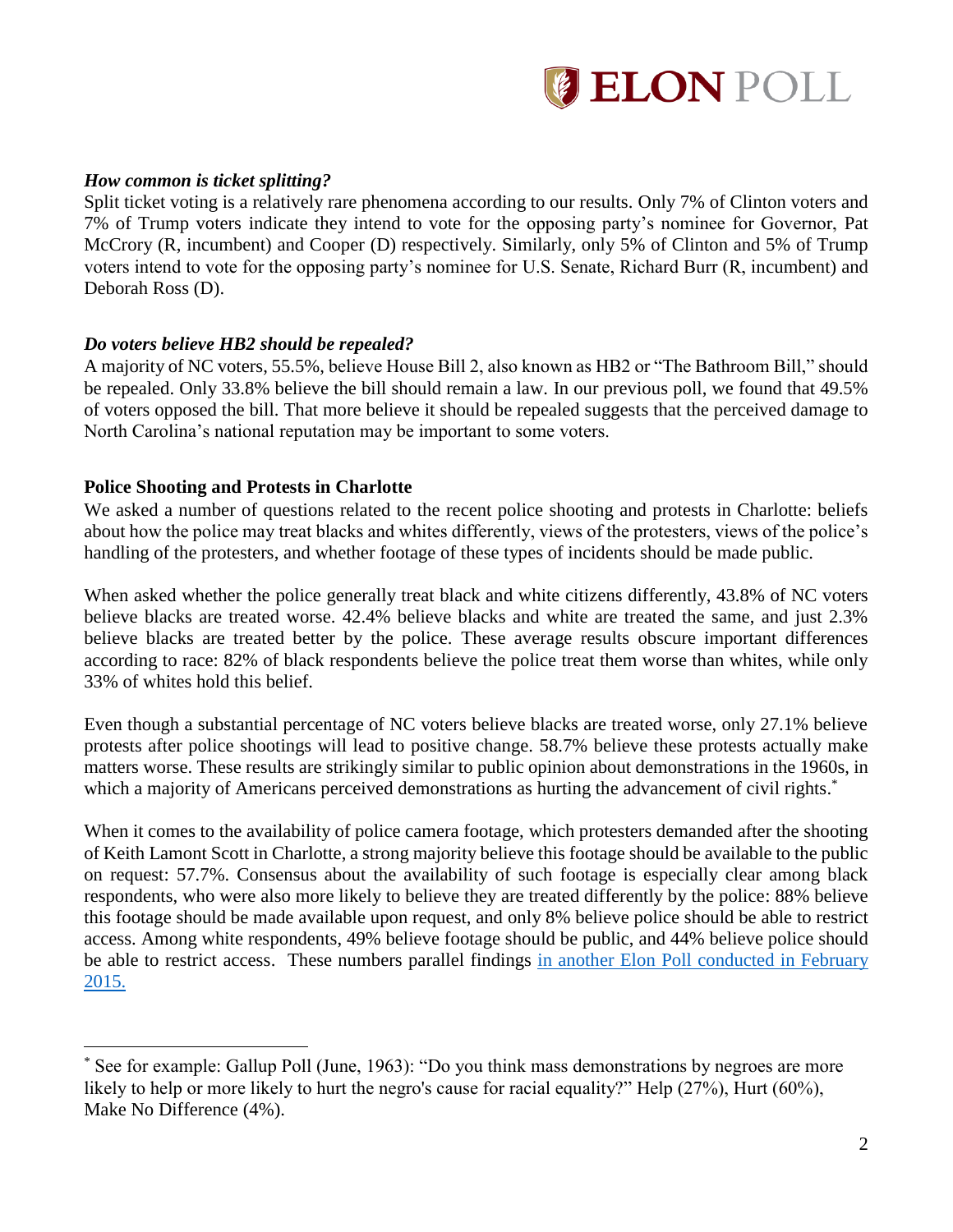### *How common is ticket splitting?*

Split ticket voting is a relatively rare phenomena according to our results. Only 7% of Clinton voters and 7% of Trump voters indicate they intend to vote for the opposing party's nominee for Governor, Pat McCrory (R, incumbent) and Cooper (D) respectively. Similarly, only 5% of Clinton and 5% of Trump voters intend to vote for the opposing party's nominee for U.S. Senate, Richard Burr (R, incumbent) and Deborah Ross (D).

### *Do voters believe HB2 should be repealed?*

A majority of NC voters, 55.5%, believe House Bill 2, also known as HB2 or "The Bathroom Bill," should be repealed. Only 33.8% believe the bill should remain a law. In our previous poll, we found that 49.5% of voters opposed the bill. That more believe it should be repealed suggests that the perceived damage to North Carolina's national reputation may be important to some voters.

## Police Shooting and Protests in Charlotte

We asked a number of questions related to the recent police shooting and protests in Charlotte: beliefs about how the police may treat blacks and whites differently, views of the protesters, views of the police's handling of the protesters, and whether footage of these types of incidents should be made public.

When asked whether the police generally treat black and white citizens differently, 43.8% of NC voters believe blacks are treated worse. 42.4% believe blacks and white are treated the same, and just 2.3% believe blacks are treated better by the police. These average results obscure important differences according to race: 82% of black respondents believe the police treat them worse than whites, while only 33% of whites hold this belief.

Even though a substantial percentage of NC voters believe blacks are treated worse, only 27.1% believe protests after police shootings will lead to positive change. 58.7% believe these protests actually make matters worse. These results are strikingly similar to public opinion about demonstrations in the 1960s, in which a majority of Americans perceived demonstrations as hurting the advancement of civil rights.*

When it comes to the availability of police camera footage, which protesters demanded after the shooting of Keith Lamont Scott in Charlotte, a strong majority believe this footage should be available to the public on request: 57.7%. Consensus about the availability of such footage is especially clear among black respondents, who were also more likely to believe they are treated differently by the police: 88% believe this footage should be made available upon request, and only 8% believe police should be able to restrict access. Among white respondents, 49% believe footage should be public, and 44% believe police should be able to restrict access. These numbers parallel findings in another Elon Poll conducted in February 2015.

---

* See for example: Gallup Poll (June, 1963): "Do you think mass demonstrations by negroes are more likely to help or more likely to hurt the negro's cause for racial equality?" Help (27%), Hurt (60%), Make No Difference (4%).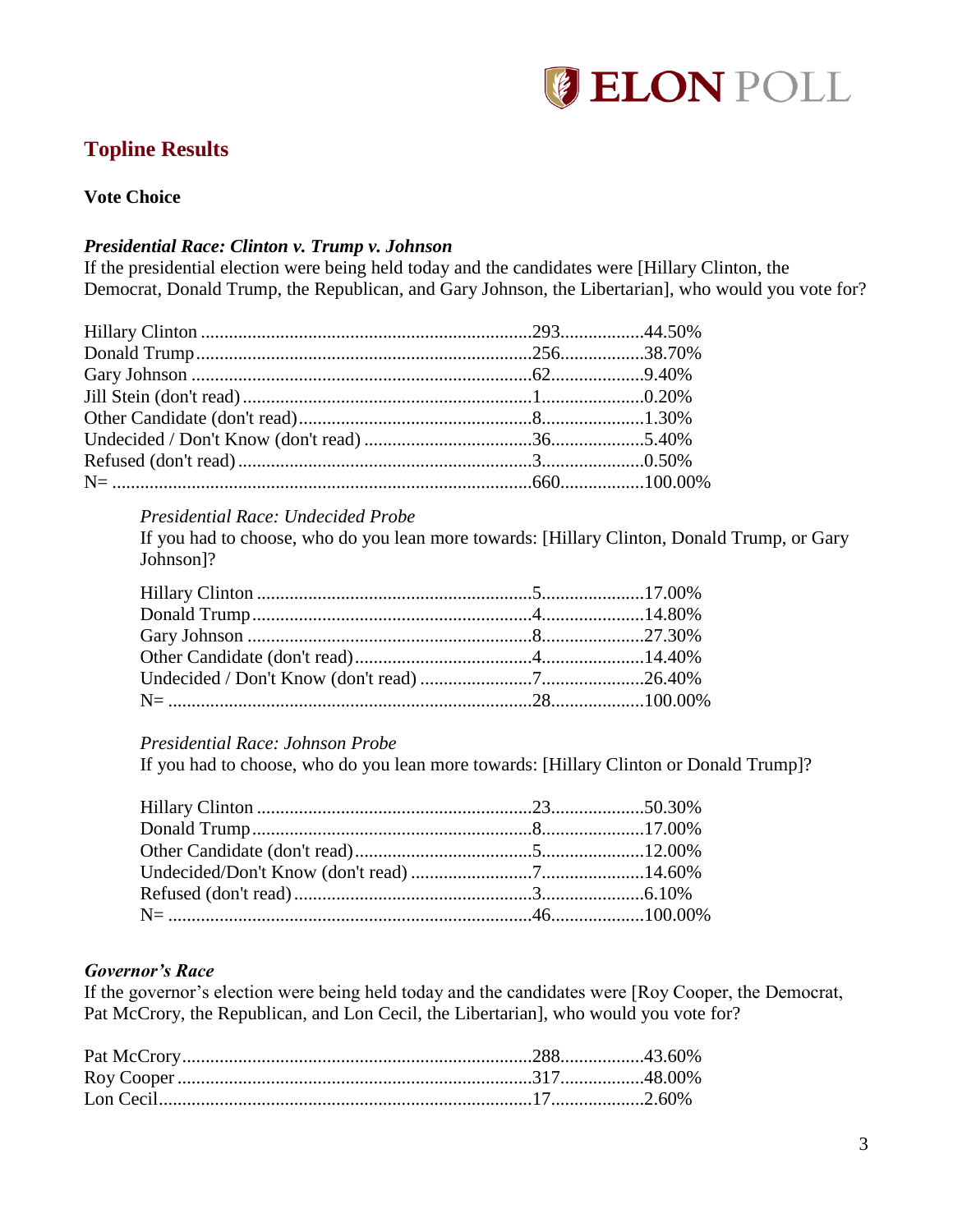## Topline Results

### Vote Choice

***Presidential Race: Clinton v. Trump v. Johnson***

If the presidential election were being held today and the candidates were [Hillary Clinton, the Democrat, Donald Trump, the Republican, and Gary Johnson, the Libertarian], who would you vote for?

| | | |
|---|---|---|
| Hillary Clinton | 293 | 44.50% |
| Donald Trump | 256 | 38.70% |
| Gary Johnson | 62 | 9.40% |
| Jill Stein (don't read) | 1 | 0.20% |
| Other Candidate (don't read) | 8 | 1.30% |
| Undecided / Don't Know (don't read) | 36 | 5.40% |
| Refused (don't read) | 3 | 0.50% |
| N= | 660 | 100.00% |

*Presidential Race: Undecided Probe*

If you had to choose, who do you lean more towards: [Hillary Clinton, Donald Trump, or Gary Johnson]?

| | | |
|---|---|---|
| Hillary Clinton | 5 | 17.00% |
| Donald Trump | 4 | 14.80% |
| Gary Johnson | 8 | 27.30% |
| Other Candidate (don't read) | 4 | 14.40% |
| Undecided / Don't Know (don't read) | 7 | 26.40% |
| N= | 28 | 100.00% |

*Presidential Race: Johnson Probe*

If you had to choose, who do you lean more towards: [Hillary Clinton or Donald Trump]?

| | | |
|---|---|---|
| Hillary Clinton | 23 | 50.30% |
| Donald Trump | 8 | 17.00% |
| Other Candidate (don't read) | 5 | 12.00% |
| Undecided/Don't Know (don't read) | 7 | 14.60% |
| Refused (don't read) | 3 | 6.10% |
| N= | 46 | 100.00% |

***Governor's Race***

If the governor's election were being held today and the candidates were [Roy Cooper, the Democrat, Pat McCrory, the Republican, and Lon Cecil, the Libertarian], who would you vote for?

| | | |
|---|---|---|
| Pat McCrory | 288 | 43.60% |
| Roy Cooper | 317 | 48.00% |
| Lon Cecil | 17 | 2.60% |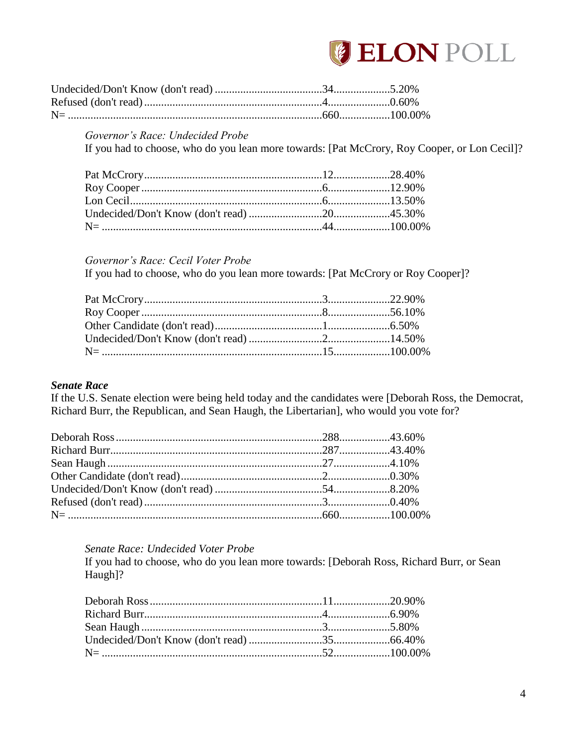| | | |
|---|---|---|
| Undecided/Don't Know (don't read) | 34 | 5.20% |
| Refused (don't read) | 4 | 0.60% |
| N= | 660 | 100.00% |

*Governor's Race: Undecided Probe*

If you had to choose, who do you lean more towards: [Pat McCrory, Roy Cooper, or Lon Cecil]?

| | | |
|---|---|---|
| Pat McCrory | 12 | 28.40% |
| Roy Cooper | 6 | 12.90% |
| Lon Cecil | 6 | 13.50% |
| Undecided/Don't Know (don't read) | 20 | 45.30% |
| N= | 44 | 100.00% |

*Governor's Race: Cecil Voter Probe*

If you had to choose, who do you lean more towards: [Pat McCrory or Roy Cooper]?

| | | |
|---|---|---|
| Pat McCrory | 3 | 22.90% |
| Roy Cooper | 8 | 56.10% |
| Other Candidate (don't read) | 1 | 6.50% |
| Undecided/Don't Know (don't read) | 2 | 14.50% |
| N= | 15 | 100.00% |

***Senate Race***

If the U.S. Senate election were being held today and the candidates were [Deborah Ross, the Democrat, Richard Burr, the Republican, and Sean Haugh, the Libertarian], who would you vote for?

| | | |
|---|---|---|
| Deborah Ross | 288 | 43.60% |
| Richard Burr | 287 | 43.40% |
| Sean Haugh | 27 | 4.10% |
| Other Candidate (don't read) | 2 | 0.30% |
| Undecided/Don't Know (don't read) | 54 | 8.20% |
| Refused (don't read) | 3 | 0.40% |
| N= | 660 | 100.00% |

*Senate Race: Undecided Voter Probe*

If you had to choose, who do you lean more towards: [Deborah Ross, Richard Burr, or Sean Haugh]?

| | | |
|---|---|---|
| Deborah Ross | 11 | 20.90% |
| Richard Burr | 4 | 6.90% |
| Sean Haugh | 3 | 5.80% |
| Undecided/Don't Know (don't read) | 35 | 66.40% |
| N= | 52 | 100.00% |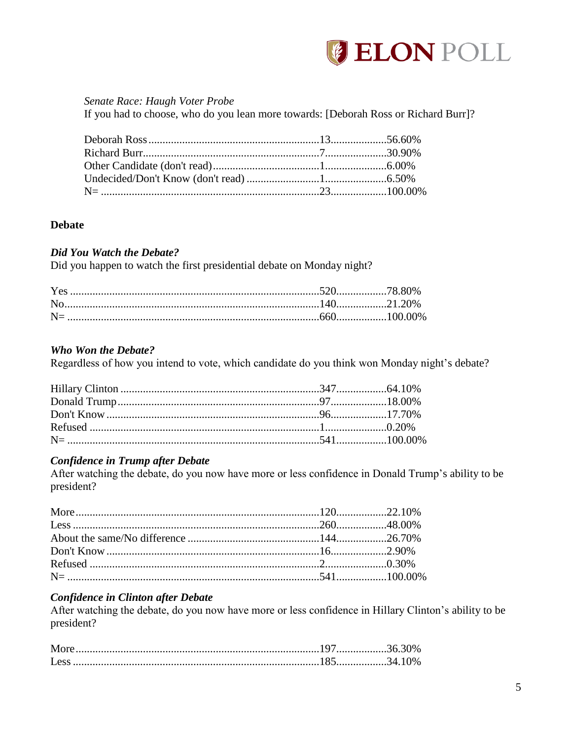*Senate Race: Haugh Voter Probe*

If you had to choose, who do you lean more towards: [Deborah Ross or Richard Burr]?

| | | |
|---|---|---|
| Deborah Ross | 13 | 56.60% |
| Richard Burr | 7 | 30.90% |
| Other Candidate (don't read) | 1 | 6.00% |
| Undecided/Don't Know (don't read) | 1 | 6.50% |
| N= | 23 | 100.00% |

## Debate

### *Did You Watch the Debate?*

Did you happen to watch the first presidential debate on Monday night?

| | | |
|---|---|---|
| Yes | 520 | 78.80% |
| No | 140 | 21.20% |
| N= | 660 | 100.00% |

### *Who Won the Debate?*

Regardless of how you intend to vote, which candidate do you think won Monday night's debate?

| | | |
|---|---|---|
| Hillary Clinton | 347 | 64.10% |
| Donald Trump | 97 | 18.00% |
| Don't Know | 96 | 17.70% |
| Refused | 1 | 0.20% |
| N= | 541 | 100.00% |

### *Confidence in Trump after Debate*

After watching the debate, do you now have more or less confidence in Donald Trump's ability to be president?

| | | |
|---|---|---|
| More | 120 | 22.10% |
| Less | 260 | 48.00% |
| About the same/No difference | 144 | 26.70% |
| Don't Know | 16 | 2.90% |
| Refused | 2 | 0.30% |
| N= | 541 | 100.00% |

### *Confidence in Clinton after Debate*

After watching the debate, do you now have more or less confidence in Hillary Clinton's ability to be president?

| | | |
|---|---|---|
| More | 197 | 36.30% |
| Less | 185 | 34.10% |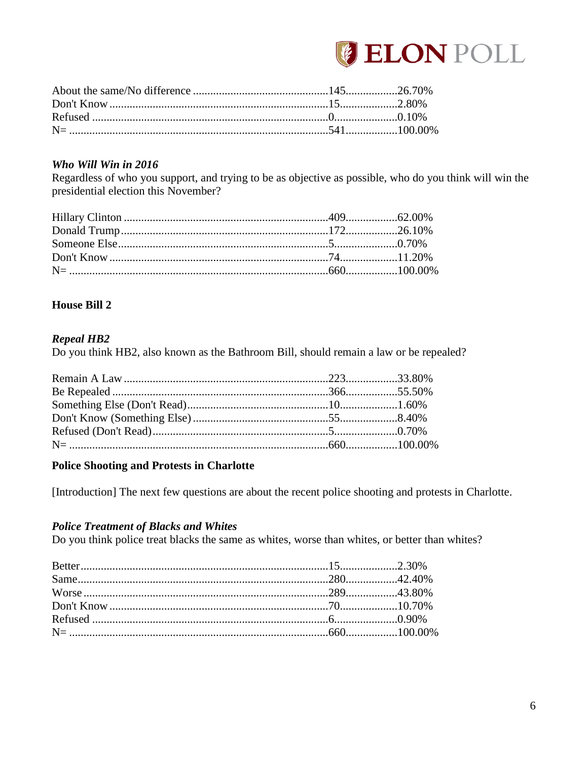| | | |
|---|---|---|
| About the same/No difference | 145 | 26.70% |
| Don't Know | 15 | 2.80% |
| Refused | 0 | 0.10% |
| N= | 541 | 100.00% |

### *Who Will Win in 2016*

Regardless of who you support, and trying to be as objective as possible, who do you think will win the presidential election this November?

| | | |
|---|---|---|
| Hillary Clinton | 409 | 62.00% |
| Donald Trump | 172 | 26.10% |
| Someone Else | 5 | 0.70% |
| Don't Know | 74 | 11.20% |
| N= | 660 | 100.00% |

## House Bill 2

### *Repeal HB2*

Do you think HB2, also known as the Bathroom Bill, should remain a law or be repealed?

| | | |
|---|---|---|
| Remain A Law | 223 | 33.80% |
| Be Repealed | 366 | 55.50% |
| Something Else (Don't Read) | 10 | 1.60% |
| Don't Know (Something Else) | 55 | 8.40% |
| Refused (Don't Read) | 5 | 0.70% |
| N= | 660 | 100.00% |

## Police Shooting and Protests in Charlotte

[Introduction] The next few questions are about the recent police shooting and protests in Charlotte.

### *Police Treatment of Blacks and Whites*

Do you think police treat blacks the same as whites, worse than whites, or better than whites?

| | | |
|---|---|---|
| Better | 15 | 2.30% |
| Same | 280 | 42.40% |
| Worse | 289 | 43.80% |
| Don't Know | 70 | 10.70% |
| Refused | 6 | 0.90% |
| N= | 660 | 100.00% |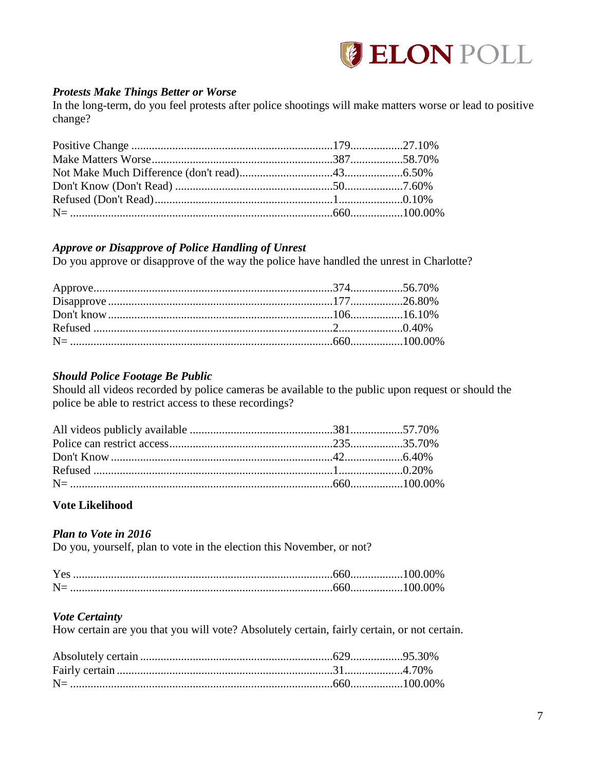### *Protests Make Things Better or Worse*

In the long-term, do you feel protests after police shootings will make matters worse or lead to positive change?

| | | |
|---|---|---|
| Positive Change | 179 | 27.10% |
| Make Matters Worse | 387 | 58.70% |
| Not Make Much Difference (don't read) | 43 | 6.50% |
| Don't Know (Don't Read) | 50 | 7.60% |
| Refused (Don't Read) | 1 | 0.10% |
| N= | 660 | 100.00% |

### *Approve or Disapprove of Police Handling of Unrest*

Do you approve or disapprove of the way the police have handled the unrest in Charlotte?

| | | |
|---|---|---|
| Approve | 374 | 56.70% |
| Disapprove | 177 | 26.80% |
| Don't know | 106 | 16.10% |
| Refused | 2 | 0.40% |
| N= | 660 | 100.00% |

### *Should Police Footage Be Public*

Should all videos recorded by police cameras be available to the public upon request or should the police be able to restrict access to these recordings?

| | | |
|---|---|---|
| All videos publicly available | 381 | 57.70% |
| Police can restrict access | 235 | 35.70% |
| Don't Know | 42 | 6.40% |
| Refused | 1 | 0.20% |
| N= | 660 | 100.00% |

## Vote Likelihood

### *Plan to Vote in 2016*

Do you, yourself, plan to vote in the election this November, or not?

| | | |
|---|---|---|
| Yes | 660 | 100.00% |
| N= | 660 | 100.00% |

### *Vote Certainty*

How certain are you that you will vote? Absolutely certain, fairly certain, or not certain.

| | | |
|---|---|---|
| Absolutely certain | 629 | 95.30% |
| Fairly certain | 31 | 4.70% |
| N= | 660 | 100.00% |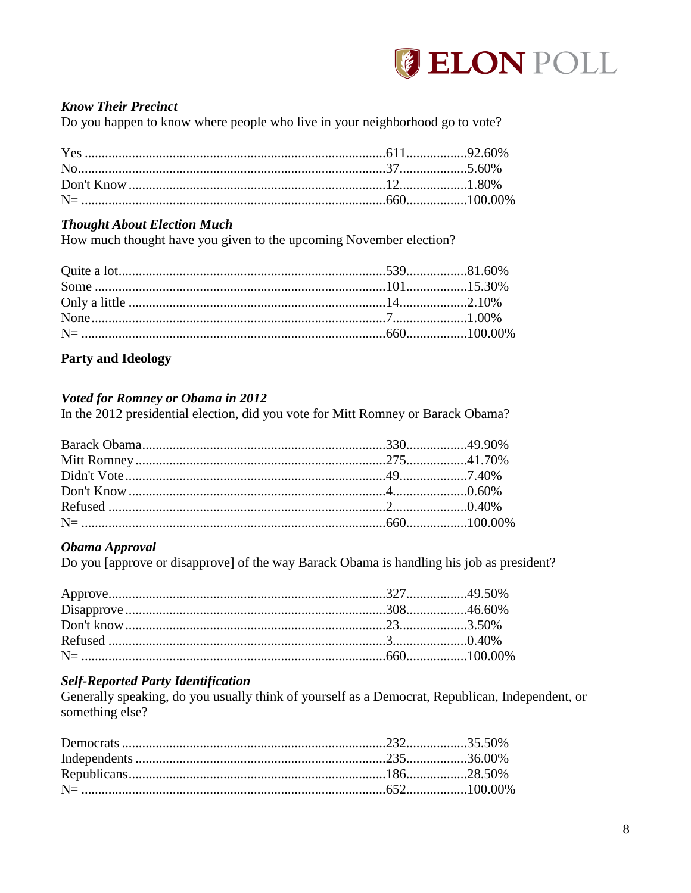### *Know Their Precinct*

Do you happen to know where people who live in your neighborhood go to vote?

| Response | Count | Percent |
|---|---|---|
| Yes | 611 | 92.60% |
| No | 37 | 5.60% |
| Don't Know | 12 | 1.80% |
| N= | 660 | 100.00% |

### *Thought About Election Much*

How much thought have you given to the upcoming November election?

| Response | Count | Percent |
|---|---|---|
| Quite a lot | 539 | 81.60% |
| Some | 101 | 15.30% |
| Only a little | 14 | 2.10% |
| None | 7 | 1.00% |
| N= | 660 | 100.00% |

## Party and Ideology

### *Voted for Romney or Obama in 2012*

In the 2012 presidential election, did you vote for Mitt Romney or Barack Obama?

| Response | Count | Percent |
|---|---|---|
| Barack Obama | 330 | 49.90% |
| Mitt Romney | 275 | 41.70% |
| Didn't Vote | 49 | 7.40% |
| Don't Know | 4 | 0.60% |
| Refused | 2 | 0.40% |
| N= | 660 | 100.00% |

### *Obama Approval*

Do you [approve or disapprove] of the way Barack Obama is handling his job as president?

| Response | Count | Percent |
|---|---|---|
| Approve | 327 | 49.50% |
| Disapprove | 308 | 46.60% |
| Don't know | 23 | 3.50% |
| Refused | 3 | 0.40% |
| N= | 660 | 100.00% |

### *Self-Reported Party Identification*

Generally speaking, do you usually think of yourself as a Democrat, Republican, Independent, or something else?

| Response | Count | Percent |
|---|---|---|
| Democrats | 232 | 35.50% |
| Independents | 235 | 36.00% |
| Republicans | 186 | 28.50% |
| N= | 652 | 100.00% |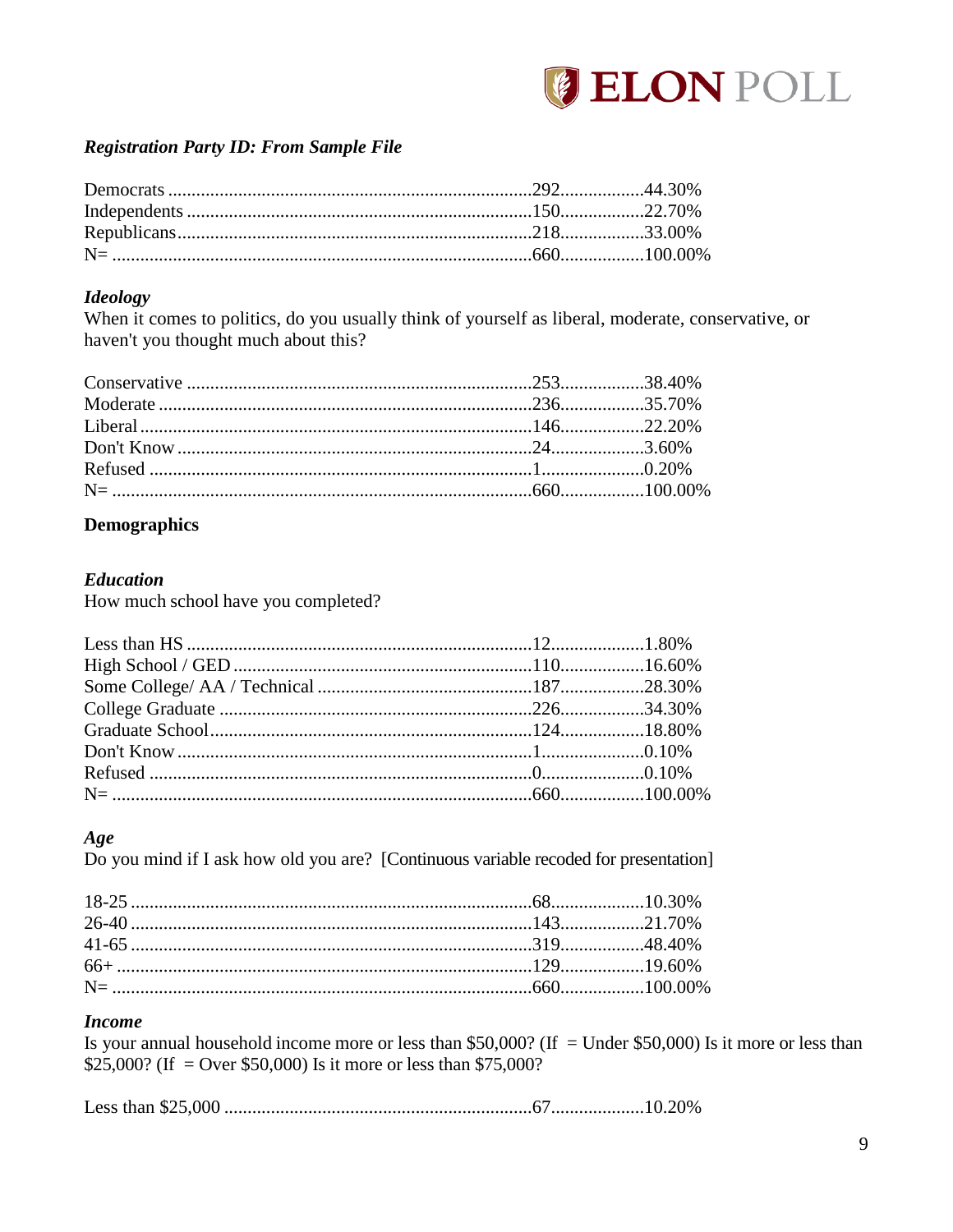***Registration Party ID: From Sample File***

| | | |
|---|---|---|
| Democrats | 292 | 44.30% |
| Independents | 150 | 22.70% |
| Republicans | 218 | 33.00% |
| N= | 660 | 100.00% |

***Ideology***

When it comes to politics, do you usually think of yourself as liberal, moderate, conservative, or haven't you thought much about this?

| | | |
|---|---|---|
| Conservative | 253 | 38.40% |
| Moderate | 236 | 35.70% |
| Liberal | 146 | 22.20% |
| Don't Know | 24 | 3.60% |
| Refused | 1 | 0.20% |
| N= | 660 | 100.00% |

**Demographics**

***Education***

How much school have you completed?

| | | |
|---|---|---|
| Less than HS | 12 | 1.80% |
| High School / GED | 110 | 16.60% |
| Some College/ AA / Technical | 187 | 28.30% |
| College Graduate | 226 | 34.30% |
| Graduate School | 124 | 18.80% |
| Don't Know | 1 | 0.10% |
| Refused | 0 | 0.10% |
| N= | 660 | 100.00% |

***Age***

Do you mind if I ask how old you are? [Continuous variable recoded for presentation]

| | | |
|---|---|---|
| 18-25 | 68 | 10.30% |
| 26-40 | 143 | 21.70% |
| 41-65 | 319 | 48.40% |
| 66+ | 129 | 19.60% |
| N= | 660 | 100.00% |

***Income***

Is your annual household income more or less than $50,000? (If = Under $50,000) Is it more or less than $25,000? (If = Over $50,000) Is it more or less than $75,000?

| | | |
|---|---|---|
| Less than $25,000 | 67 | 10.20% |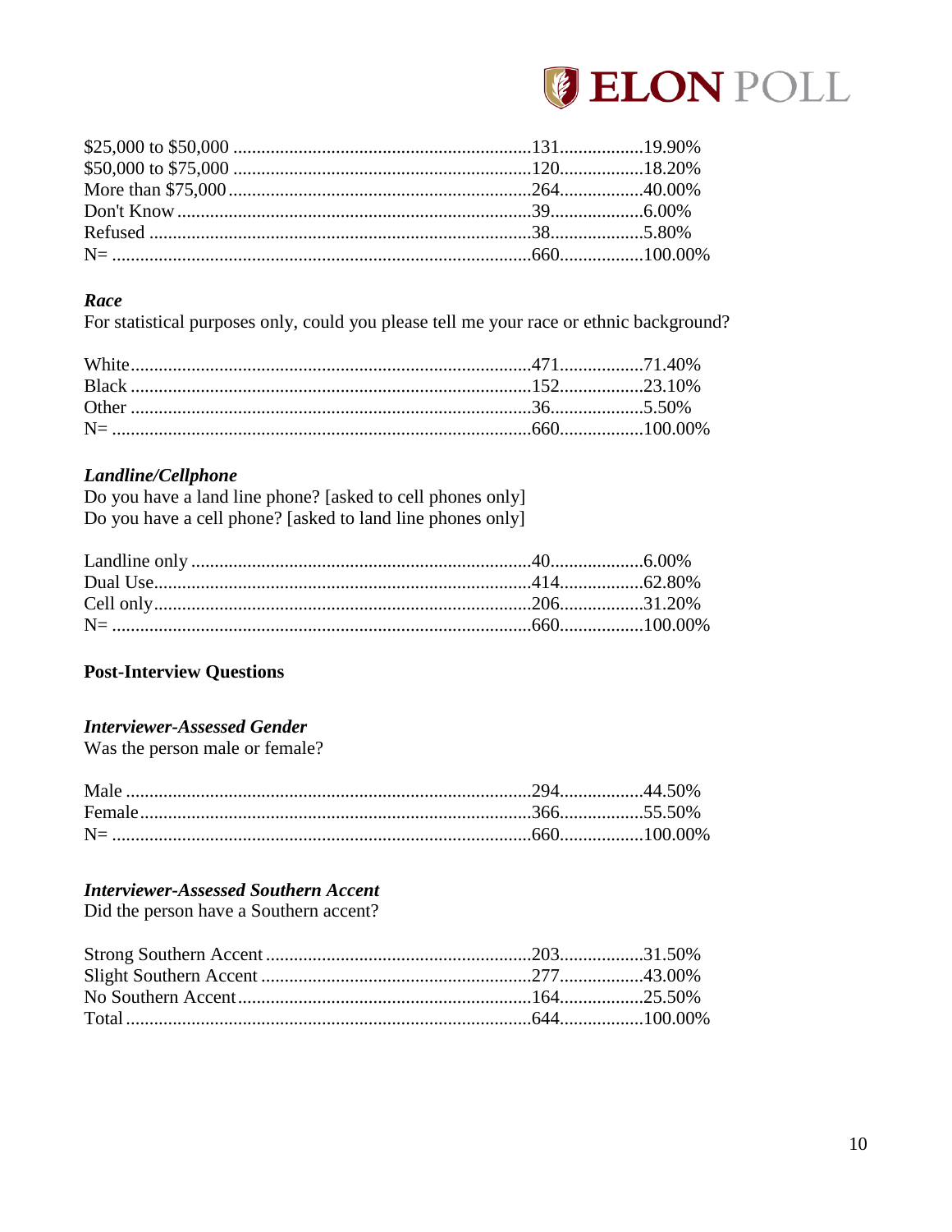| | | |
|---|---|---|
| $25,000 to $50,000 | 131 | 19.90% |
| $50,000 to $75,000 | 120 | 18.20% |
| More than $75,000 | 264 | 40.00% |
| Don't Know | 39 | 6.00% |
| Refused | 38 | 5.80% |
| N= | 660 | 100.00% |

***Race***

For statistical purposes only, could you please tell me your race or ethnic background?

| | | |
|---|---|---|
| White | 471 | 71.40% |
| Black | 152 | 23.10% |
| Other | 36 | 5.50% |
| N= | 660 | 100.00% |

***Landline/Cellphone***

Do you have a land line phone? [asked to cell phones only]
Do you have a cell phone? [asked to land line phones only]

| | | |
|---|---|---|
| Landline only | 40 | 6.00% |
| Dual Use | 414 | 62.80% |
| Cell only | 206 | 31.20% |
| N= | 660 | 100.00% |

**Post-Interview Questions**

***Interviewer-Assessed Gender***

Was the person male or female?

| | | |
|---|---|---|
| Male | 294 | 44.50% |
| Female | 366 | 55.50% |
| N= | 660 | 100.00% |

***Interviewer-Assessed Southern Accent***

Did the person have a Southern accent?

| | | |
|---|---|---|
| Strong Southern Accent | 203 | 31.50% |
| Slight Southern Accent | 277 | 43.00% |
| No Southern Accent | 164 | 25.50% |
| Total | 644 | 100.00% |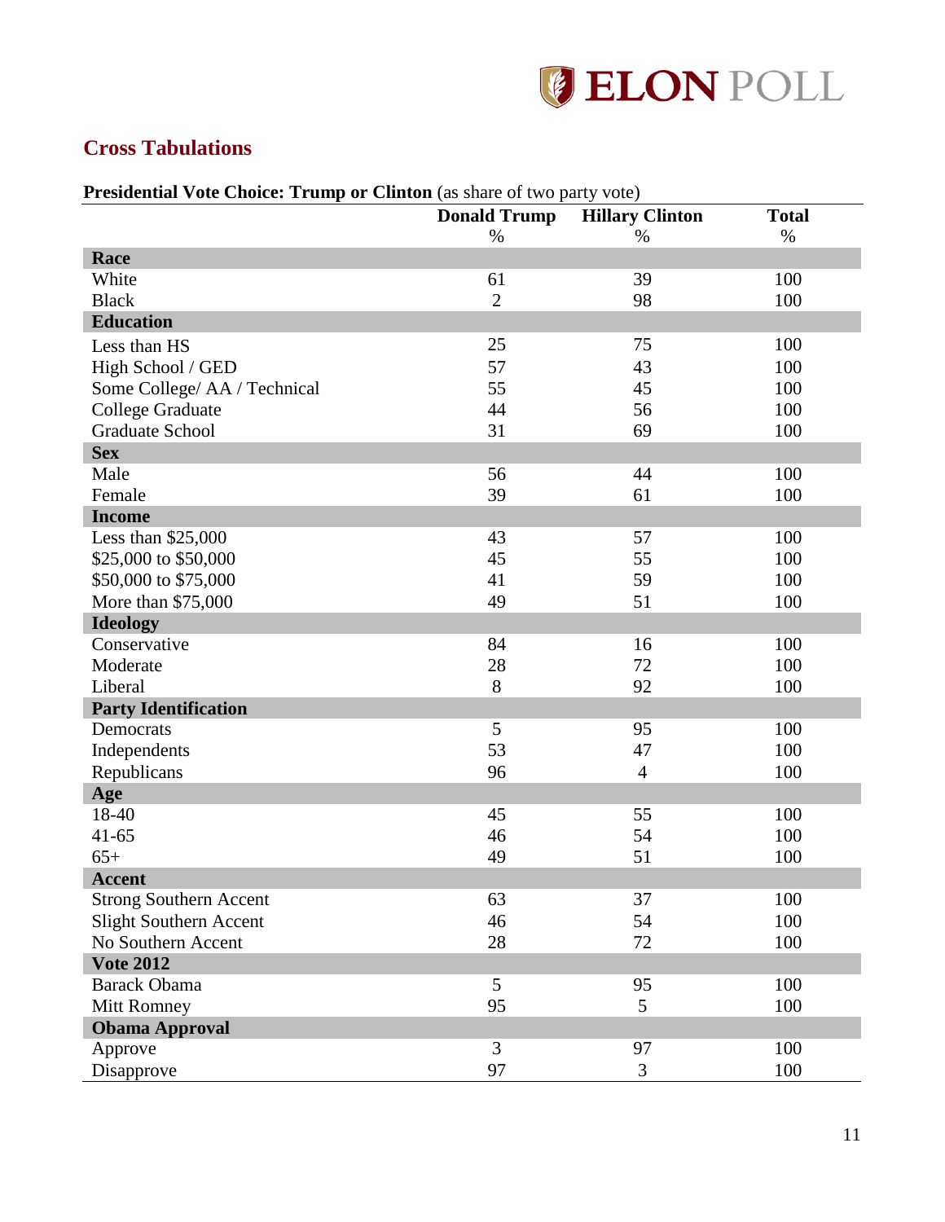## Cross Tabulations

**Presidential Vote Choice: Trump or Clinton** (as share of two party vote)

| | Donald Trump % | Hillary Clinton % | Total % |
|---|---|---|---|
| **Race** | | | |
| White | 61 | 39 | 100 |
| Black | 2 | 98 | 100 |
| **Education** | | | |
| Less than HS | 25 | 75 | 100 |
| High School / GED | 57 | 43 | 100 |
| Some College/ AA / Technical | 55 | 45 | 100 |
| College Graduate | 44 | 56 | 100 |
| Graduate School | 31 | 69 | 100 |
| **Sex** | | | |
| Male | 56 | 44 | 100 |
| Female | 39 | 61 | 100 |
| **Income** | | | |
| Less than $25,000 | 43 | 57 | 100 |
| $25,000 to $50,000 | 45 | 55 | 100 |
| $50,000 to $75,000 | 41 | 59 | 100 |
| More than $75,000 | 49 | 51 | 100 |
| **Ideology** | | | |
| Conservative | 84 | 16 | 100 |
| Moderate | 28 | 72 | 100 |
| Liberal | 8 | 92 | 100 |
| **Party Identification** | | | |
| Democrats | 5 | 95 | 100 |
| Independents | 53 | 47 | 100 |
| Republicans | 96 | 4 | 100 |
| **Age** | | | |
| 18-40 | 45 | 55 | 100 |
| 41-65 | 46 | 54 | 100 |
| 65+ | 49 | 51 | 100 |
| **Accent** | | | |
| Strong Southern Accent | 63 | 37 | 100 |
| Slight Southern Accent | 46 | 54 | 100 |
| No Southern Accent | 28 | 72 | 100 |
| **Vote 2012** | | | |
| Barack Obama | 5 | 95 | 100 |
| Mitt Romney | 95 | 5 | 100 |
| **Obama Approval** | | | |
| Approve | 3 | 97 | 100 |
| Disapprove | 97 | 3 | 100 |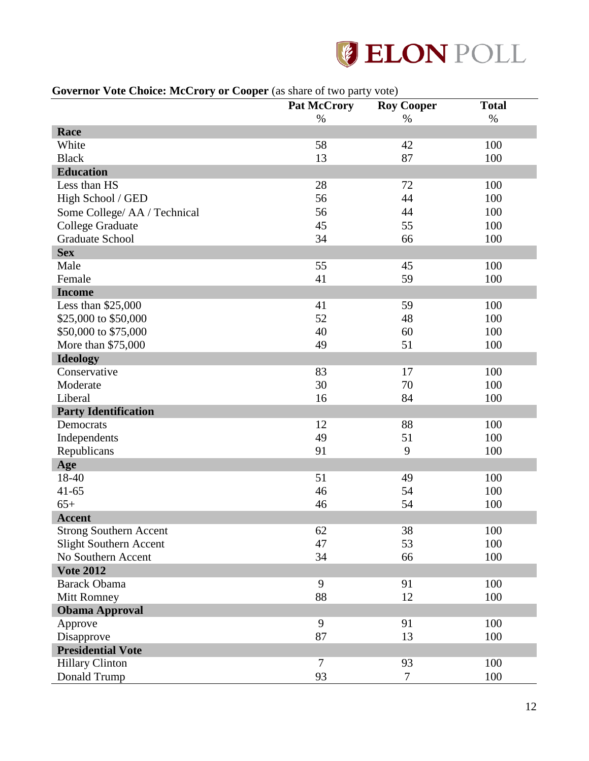**Governor Vote Choice: McCrory or Cooper** (as share of two party vote)

| | Pat McCrory | Roy Cooper | Total |
|---|---|---|---|
| | % | % | % |
| **Race** | | | |
| White | 58 | 42 | 100 |
| Black | 13 | 87 | 100 |
| **Education** | | | |
| Less than HS | 28 | 72 | 100 |
| High School / GED | 56 | 44 | 100 |
| Some College/ AA / Technical | 56 | 44 | 100 |
| College Graduate | 45 | 55 | 100 |
| Graduate School | 34 | 66 | 100 |
| **Sex** | | | |
| Male | 55 | 45 | 100 |
| Female | 41 | 59 | 100 |
| **Income** | | | |
| Less than $25,000 | 41 | 59 | 100 |
| $25,000 to $50,000 | 52 | 48 | 100 |
| $50,000 to $75,000 | 40 | 60 | 100 |
| More than $75,000 | 49 | 51 | 100 |
| **Ideology** | | | |
| Conservative | 83 | 17 | 100 |
| Moderate | 30 | 70 | 100 |
| Liberal | 16 | 84 | 100 |
| **Party Identification** | | | |
| Democrats | 12 | 88 | 100 |
| Independents | 49 | 51 | 100 |
| Republicans | 91 | 9 | 100 |
| **Age** | | | |
| 18-40 | 51 | 49 | 100 |
| 41-65 | 46 | 54 | 100 |
| 65+ | 46 | 54 | 100 |
| **Accent** | | | |
| Strong Southern Accent | 62 | 38 | 100 |
| Slight Southern Accent | 47 | 53 | 100 |
| No Southern Accent | 34 | 66 | 100 |
| **Vote 2012** | | | |
| Barack Obama | 9 | 91 | 100 |
| Mitt Romney | 88 | 12 | 100 |
| **Obama Approval** | | | |
| Approve | 9 | 91 | 100 |
| Disapprove | 87 | 13 | 100 |
| **Presidential Vote** | | | |
| Hillary Clinton | 7 | 93 | 100 |
| Donald Trump | 93 | 7 | 100 |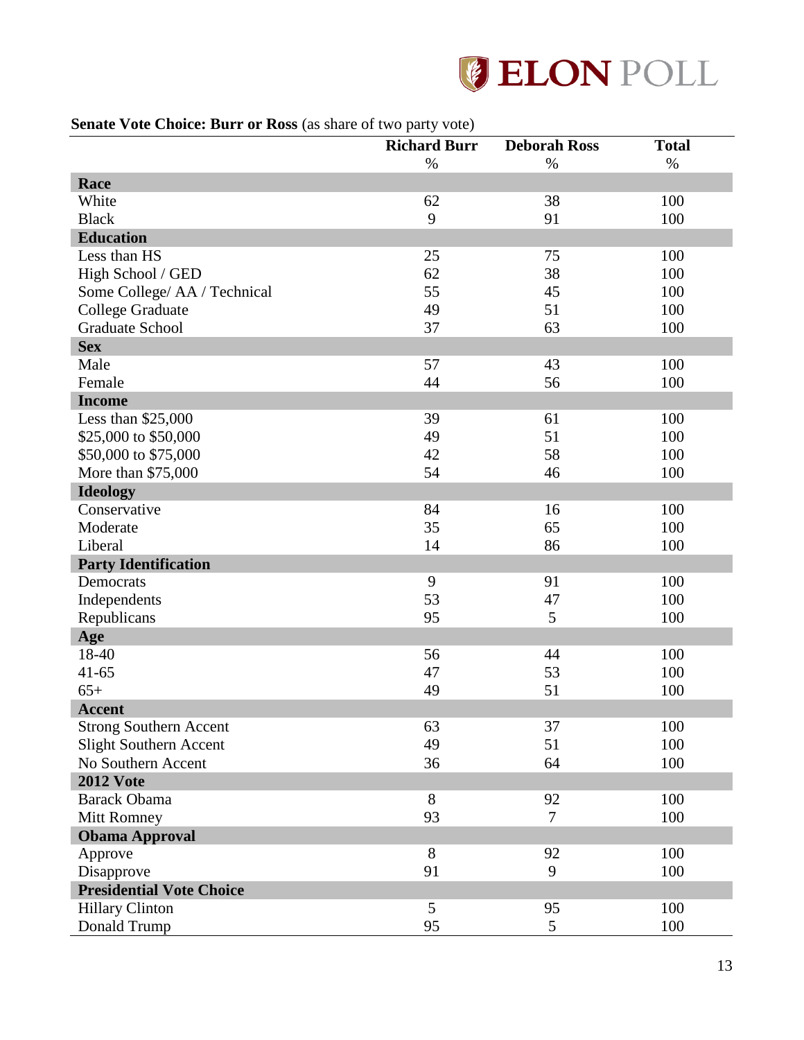**Senate Vote Choice: Burr or Ross** (as share of two party vote)

| | Richard Burr | Deborah Ross | Total |
|---|---|---|---|
| | % | % | % |
| **Race** | | | |
| White | 62 | 38 | 100 |
| Black | 9 | 91 | 100 |
| **Education** | | | |
| Less than HS | 25 | 75 | 100 |
| High School / GED | 62 | 38 | 100 |
| Some College/ AA / Technical | 55 | 45 | 100 |
| College Graduate | 49 | 51 | 100 |
| Graduate School | 37 | 63 | 100 |
| **Sex** | | | |
| Male | 57 | 43 | 100 |
| Female | 44 | 56 | 100 |
| **Income** | | | |
| Less than $25,000 | 39 | 61 | 100 |
| $25,000 to $50,000 | 49 | 51 | 100 |
| $50,000 to $75,000 | 42 | 58 | 100 |
| More than $75,000 | 54 | 46 | 100 |
| **Ideology** | | | |
| Conservative | 84 | 16 | 100 |
| Moderate | 35 | 65 | 100 |
| Liberal | 14 | 86 | 100 |
| **Party Identification** | | | |
| Democrats | 9 | 91 | 100 |
| Independents | 53 | 47 | 100 |
| Republicans | 95 | 5 | 100 |
| **Age** | | | |
| 18-40 | 56 | 44 | 100 |
| 41-65 | 47 | 53 | 100 |
| 65+ | 49 | 51 | 100 |
| **Accent** | | | |
| Strong Southern Accent | 63 | 37 | 100 |
| Slight Southern Accent | 49 | 51 | 100 |
| No Southern Accent | 36 | 64 | 100 |
| **2012 Vote** | | | |
| Barack Obama | 8 | 92 | 100 |
| Mitt Romney | 93 | 7 | 100 |
| **Obama Approval** | | | |
| Approve | 8 | 92 | 100 |
| Disapprove | 91 | 9 | 100 |
| **Presidential Vote Choice** | | | |
| Hillary Clinton | 5 | 95 | 100 |
| Donald Trump | 95 | 5 | 100 |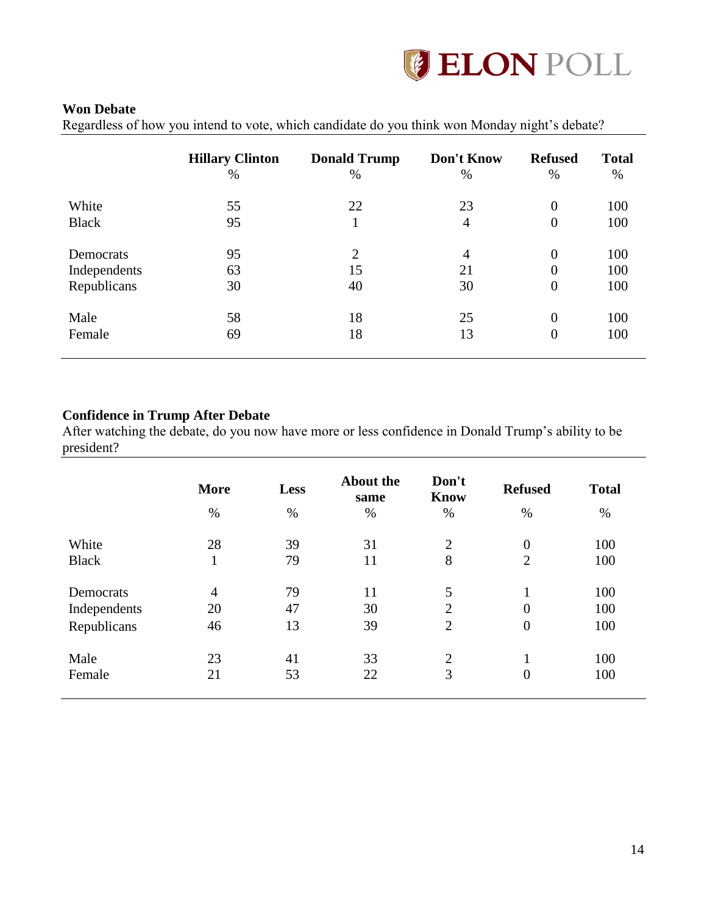**Won Debate**

Regardless of how you intend to vote, which candidate do you think won Monday night's debate?

| | Hillary Clinton | Donald Trump | Don't Know | Refused | Total |
|---|---|---|---|---|---|
| | % | % | % | % | % |
| White | 55 | 22 | 23 | 0 | 100 |
| Black | 95 | 1 | 4 | 0 | 100 |
| Democrats | 95 | 2 | 4 | 0 | 100 |
| Independents | 63 | 15 | 21 | 0 | 100 |
| Republicans | 30 | 40 | 30 | 0 | 100 |
| Male | 58 | 18 | 25 | 0 | 100 |
| Female | 69 | 18 | 13 | 0 | 100 |

**Confidence in Trump After Debate**

After watching the debate, do you now have more or less confidence in Donald Trump's ability to be president?

| | More | Less | About the same | Don't Know | Refused | Total |
|---|---|---|---|---|---|---|
| | % | % | % | % | % | % |
| White | 28 | 39 | 31 | 2 | 0 | 100 |
| Black | 1 | 79 | 11 | 8 | 2 | 100 |
| Democrats | 4 | 79 | 11 | 5 | 1 | 100 |
| Independents | 20 | 47 | 30 | 2 | 0 | 100 |
| Republicans | 46 | 13 | 39 | 2 | 0 | 100 |
| Male | 23 | 41 | 33 | 2 | 1 | 100 |
| Female | 21 | 53 | 22 | 3 | 0 | 100 |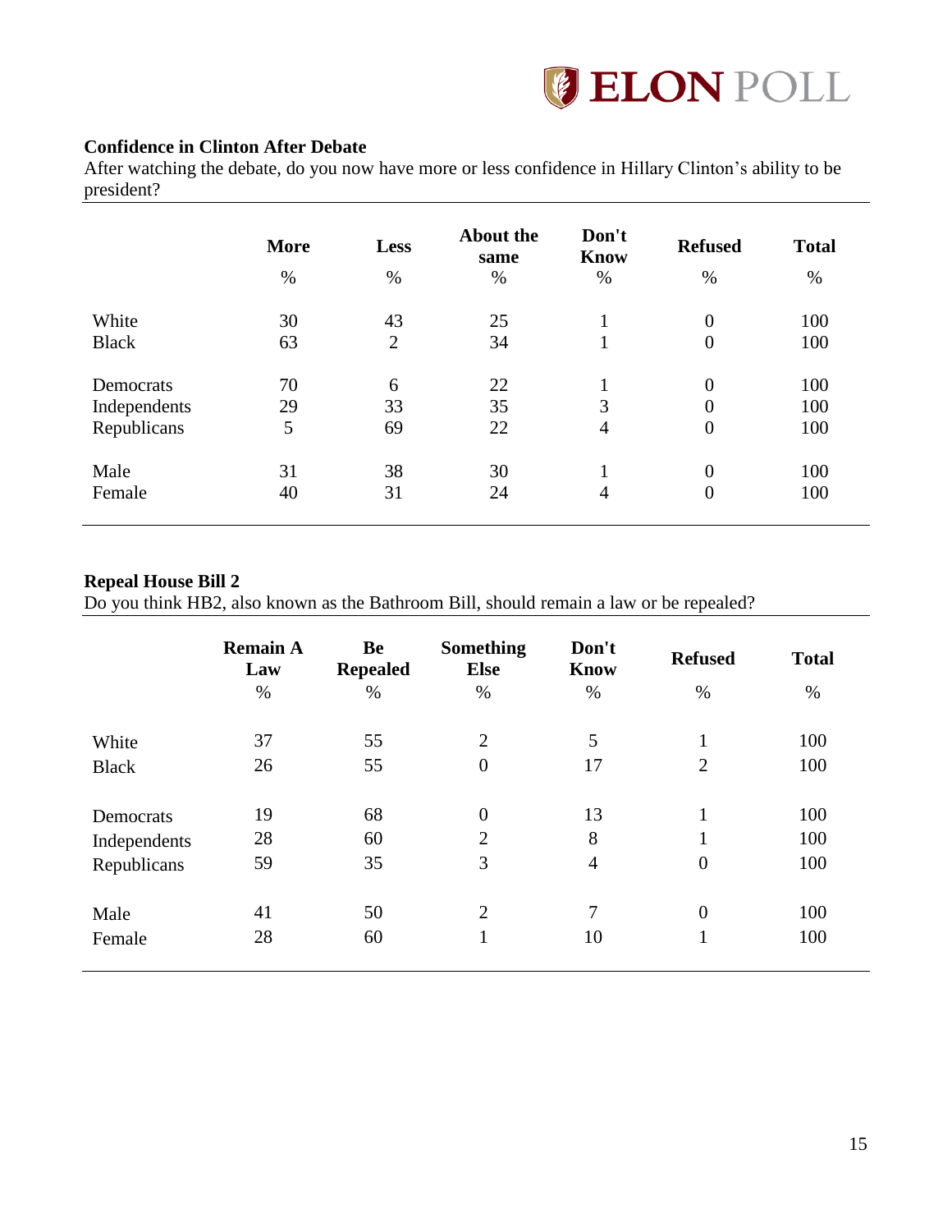**Confidence in Clinton After Debate**

After watching the debate, do you now have more or less confidence in Hillary Clinton's ability to be president?

| | More | Less | About the same | Don't Know | Refused | Total |
|---|---|---|---|---|---|---|
| | % | % | % | % | % | % |
| White | 30 | 43 | 25 | 1 | 0 | 100 |
| Black | 63 | 2 | 34 | 1 | 0 | 100 |
| Democrats | 70 | 6 | 22 | 1 | 0 | 100 |
| Independents | 29 | 33 | 35 | 3 | 0 | 100 |
| Republicans | 5 | 69 | 22 | 4 | 0 | 100 |
| Male | 31 | 38 | 30 | 1 | 0 | 100 |
| Female | 40 | 31 | 24 | 4 | 0 | 100 |

**Repeal House Bill 2**

Do you think HB2, also known as the Bathroom Bill, should remain a law or be repealed?

| | Remain A Law | Be Repealed | Something Else | Don't Know | Refused | Total |
|---|---|---|---|---|---|---|
| | % | % | % | % | % | % |
| White | 37 | 55 | 2 | 5 | 1 | 100 |
| Black | 26 | 55 | 0 | 17 | 2 | 100 |
| Democrats | 19 | 68 | 0 | 13 | 1 | 100 |
| Independents | 28 | 60 | 2 | 8 | 1 | 100 |
| Republicans | 59 | 35 | 3 | 4 | 0 | 100 |
| Male | 41 | 50 | 2 | 7 | 0 | 100 |
| Female | 28 | 60 | 1 | 10 | 1 | 100 |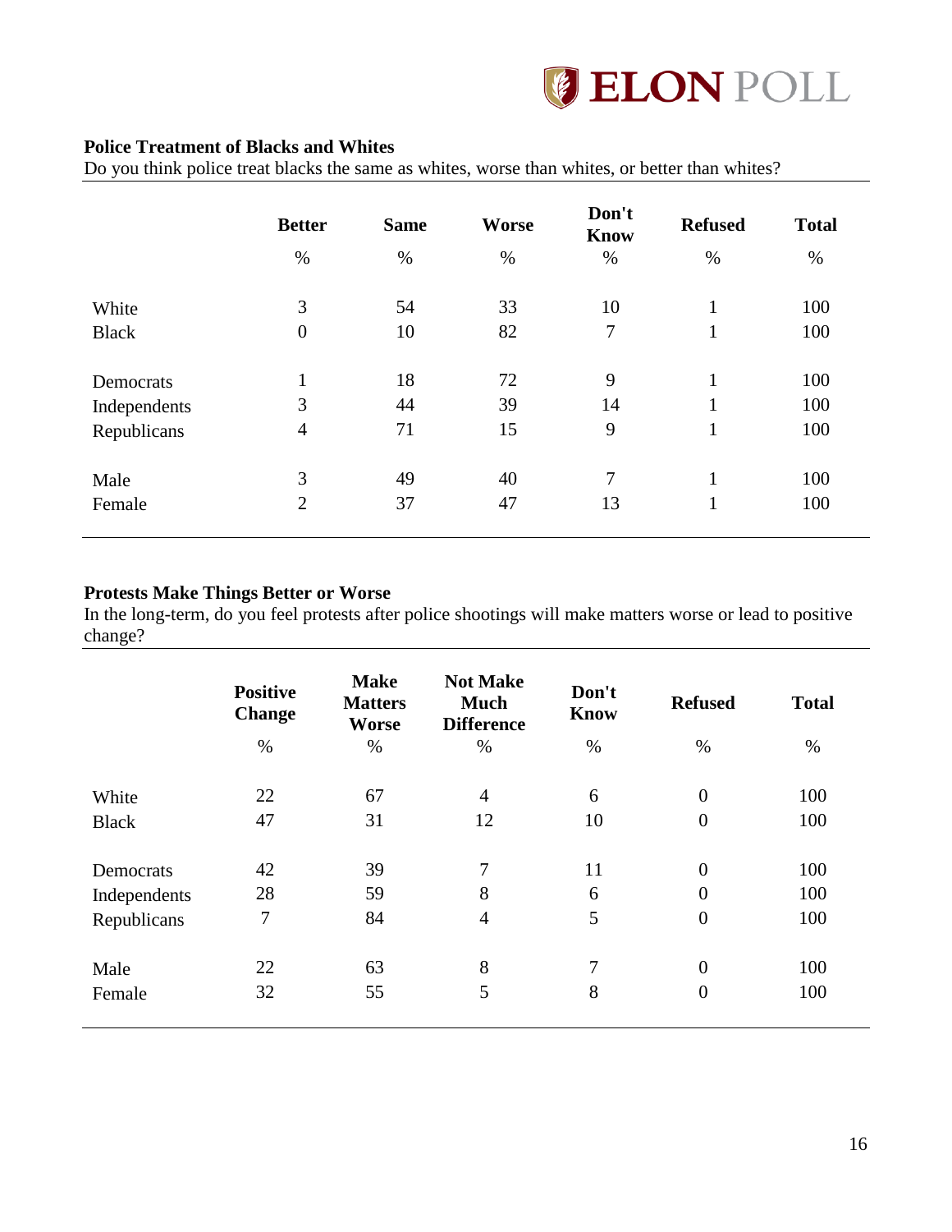**Police Treatment of Blacks and Whites**

Do you think police treat blacks the same as whites, worse than whites, or better than whites?

| | Better | Same | Worse | Don't Know | Refused | Total |
|---|---|---|---|---|---|---|
| | % | % | % | % | % | % |
| White | 3 | 54 | 33 | 10 | 1 | 100 |
| Black | 0 | 10 | 82 | 7 | 1 | 100 |
| Democrats | 1 | 18 | 72 | 9 | 1 | 100 |
| Independents | 3 | 44 | 39 | 14 | 1 | 100 |
| Republicans | 4 | 71 | 15 | 9 | 1 | 100 |
| Male | 3 | 49 | 40 | 7 | 1 | 100 |
| Female | 2 | 37 | 47 | 13 | 1 | 100 |

**Protests Make Things Better or Worse**

In the long-term, do you feel protests after police shootings will make matters worse or lead to positive change?

| | Positive Change | Make Matters Worse | Not Make Much Difference | Don't Know | Refused | Total |
|---|---|---|---|---|---|---|
| | % | % | % | % | % | % |
| White | 22 | 67 | 4 | 6 | 0 | 100 |
| Black | 47 | 31 | 12 | 10 | 0 | 100 |
| Democrats | 42 | 39 | 7 | 11 | 0 | 100 |
| Independents | 28 | 59 | 8 | 6 | 0 | 100 |
| Republicans | 7 | 84 | 4 | 5 | 0 | 100 |
| Male | 22 | 63 | 8 | 7 | 0 | 100 |
| Female | 32 | 55 | 5 | 8 | 0 | 100 |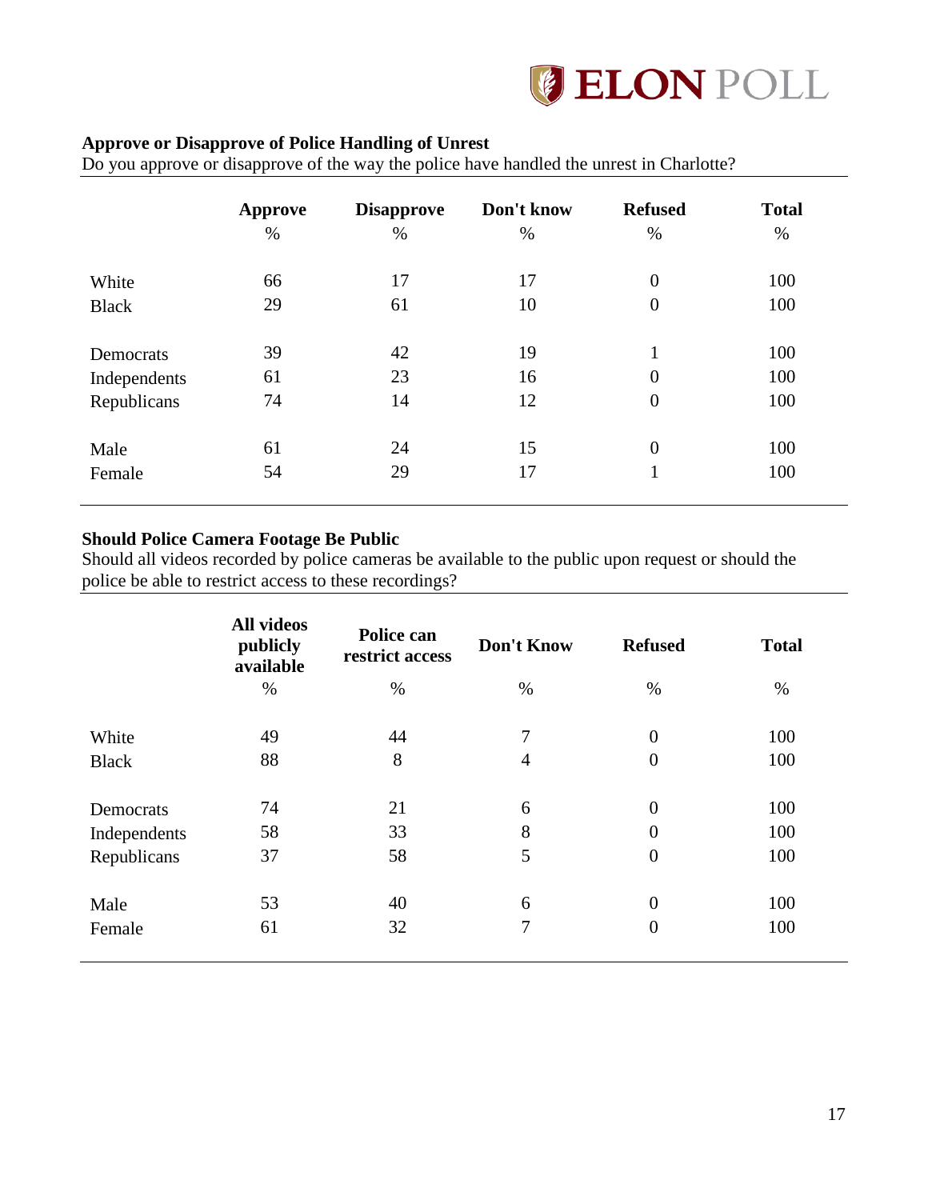### Approve or Disapprove of Police Handling of Unrest

Do you approve or disapprove of the way the police have handled the unrest in Charlotte?

| | Approve | Disapprove | Don't know | Refused | Total |
|---|---|---|---|---|---|
| | % | % | % | % | % |
| White | 66 | 17 | 17 | 0 | 100 |
| Black | 29 | 61 | 10 | 0 | 100 |
| Democrats | 39 | 42 | 19 | 1 | 100 |
| Independents | 61 | 23 | 16 | 0 | 100 |
| Republicans | 74 | 14 | 12 | 0 | 100 |
| Male | 61 | 24 | 15 | 0 | 100 |
| Female | 54 | 29 | 17 | 1 | 100 |

### Should Police Camera Footage Be Public

Should all videos recorded by police cameras be available to the public upon request or should the police be able to restrict access to these recordings?

| | All videos publicly available | Police can restrict access | Don't Know | Refused | Total |
|---|---|---|---|---|---|
| | % | % | % | % | % |
| White | 49 | 44 | 7 | 0 | 100 |
| Black | 88 | 8 | 4 | 0 | 100 |
| Democrats | 74 | 21 | 6 | 0 | 100 |
| Independents | 58 | 33 | 8 | 0 | 100 |
| Republicans | 37 | 58 | 5 | 0 | 100 |
| Male | 53 | 40 | 6 | 0 | 100 |
| Female | 61 | 32 | 7 | 0 | 100 |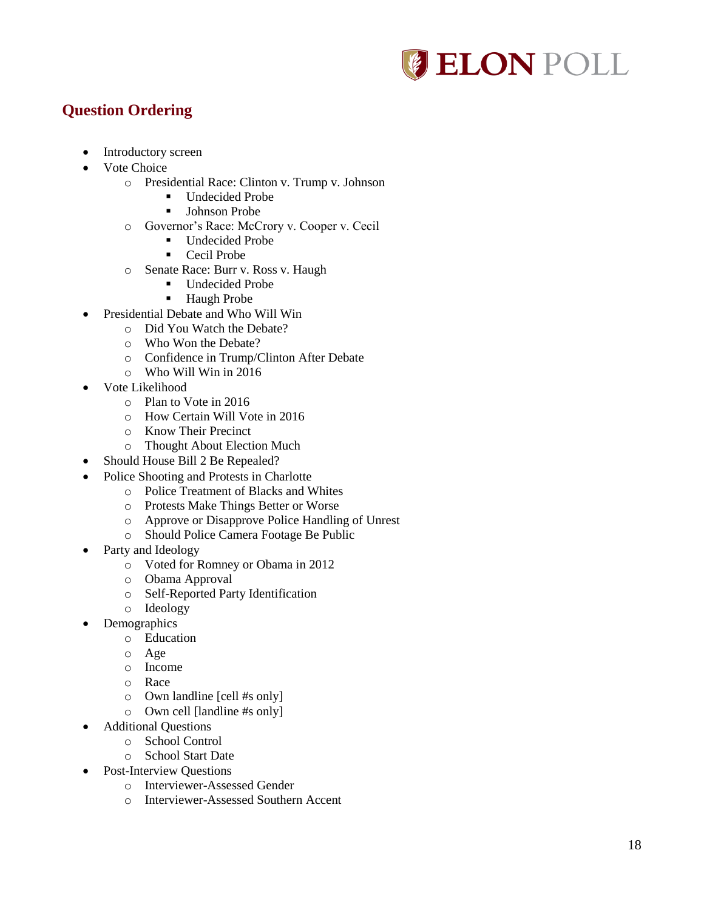## Question Ordering

- Introductory screen
- Vote Choice
  - Presidential Race: Clinton v. Trump v. Johnson
    - Undecided Probe
    - Johnson Probe
  - Governor's Race: McCrory v. Cooper v. Cecil
    - Undecided Probe
    - Cecil Probe
  - Senate Race: Burr v. Ross v. Haugh
    - Undecided Probe
    - Haugh Probe
- Presidential Debate and Who Will Win
  - Did You Watch the Debate?
  - Who Won the Debate?
  - Confidence in Trump/Clinton After Debate
  - Who Will Win in 2016
- Vote Likelihood
  - Plan to Vote in 2016
  - How Certain Will Vote in 2016
  - Know Their Precinct
  - Thought About Election Much
- Should House Bill 2 Be Repealed?
- Police Shooting and Protests in Charlotte
  - Police Treatment of Blacks and Whites
  - Protests Make Things Better or Worse
  - Approve or Disapprove Police Handling of Unrest
  - Should Police Camera Footage Be Public
- Party and Ideology
  - Voted for Romney or Obama in 2012
  - Obama Approval
  - Self-Reported Party Identification
  - Ideology
- Demographics
  - Education
  - Age
  - Income
  - Race
  - Own landline [cell #s only]
  - Own cell [landline #s only]
- Additional Questions
  - School Control
  - School Start Date
- Post-Interview Questions
  - Interviewer-Assessed Gender
  - Interviewer-Assessed Southern Accent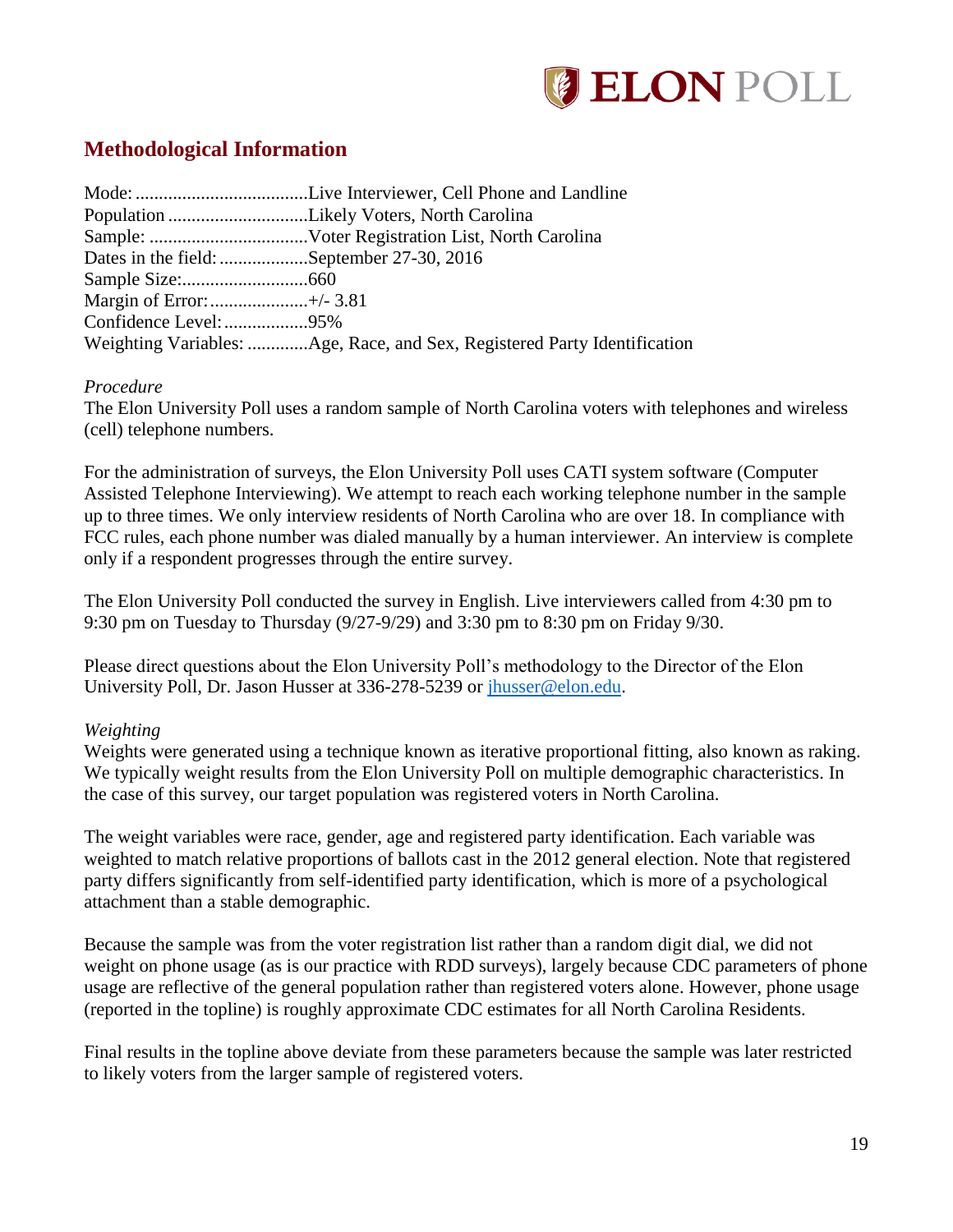## Methodological Information

Mode: .....................................Live Interviewer, Cell Phone and Landline
Population ..............................Likely Voters, North Carolina
Sample: ..................................Voter Registration List, North Carolina
Dates in the field: ...................September 27-30, 2016
Sample Size:...........................660
Margin of Error:.....................+/- 3.81
Confidence Level:..................95%
Weighting Variables: .............Age, Race, and Sex, Registered Party Identification

*Procedure*
The Elon University Poll uses a random sample of North Carolina voters with telephones and wireless (cell) telephone numbers.

For the administration of surveys, the Elon University Poll uses CATI system software (Computer Assisted Telephone Interviewing). We attempt to reach each working telephone number in the sample up to three times. We only interview residents of North Carolina who are over 18. In compliance with FCC rules, each phone number was dialed manually by a human interviewer. An interview is complete only if a respondent progresses through the entire survey.

The Elon University Poll conducted the survey in English. Live interviewers called from 4:30 pm to 9:30 pm on Tuesday to Thursday (9/27-9/29) and 3:30 pm to 8:30 pm on Friday 9/30.

Please direct questions about the Elon University Poll's methodology to the Director of the Elon University Poll, Dr. Jason Husser at 336-278-5239 or jhusser@elon.edu.

*Weighting*
Weights were generated using a technique known as iterative proportional fitting, also known as raking. We typically weight results from the Elon University Poll on multiple demographic characteristics. In the case of this survey, our target population was registered voters in North Carolina.

The weight variables were race, gender, age and registered party identification. Each variable was weighted to match relative proportions of ballots cast in the 2012 general election. Note that registered party differs significantly from self-identified party identification, which is more of a psychological attachment than a stable demographic.

Because the sample was from the voter registration list rather than a random digit dial, we did not weight on phone usage (as is our practice with RDD surveys), largely because CDC parameters of phone usage are reflective of the general population rather than registered voters alone. However, phone usage (reported in the topline) is roughly approximate CDC estimates for all North Carolina Residents.

Final results in the topline above deviate from these parameters because the sample was later restricted to likely voters from the larger sample of registered voters.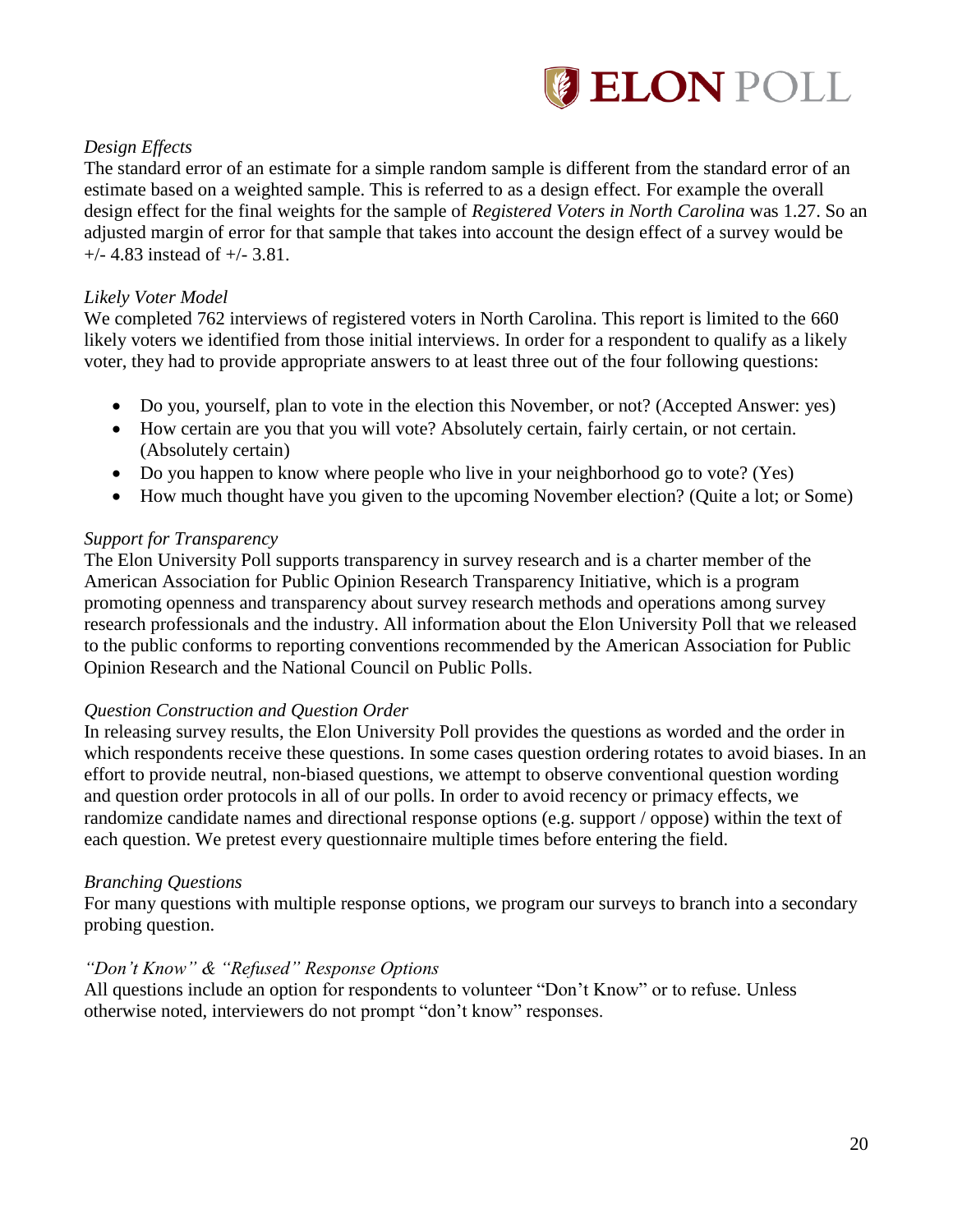*Design Effects*

The standard error of an estimate for a simple random sample is different from the standard error of an estimate based on a weighted sample. This is referred to as a design effect. For example the overall design effect for the final weights for the sample of *Registered Voters in North Carolina* was 1.27. So an adjusted margin of error for that sample that takes into account the design effect of a survey would be +/- 4.83 instead of +/- 3.81.

*Likely Voter Model*

We completed 762 interviews of registered voters in North Carolina. This report is limited to the 660 likely voters we identified from those initial interviews. In order for a respondent to qualify as a likely voter, they had to provide appropriate answers to at least three out of the four following questions:

- Do you, yourself, plan to vote in the election this November, or not? (Accepted Answer: yes)
- How certain are you that you will vote? Absolutely certain, fairly certain, or not certain. (Absolutely certain)
- Do you happen to know where people who live in your neighborhood go to vote? (Yes)
- How much thought have you given to the upcoming November election? (Quite a lot; or Some)

*Support for Transparency*

The Elon University Poll supports transparency in survey research and is a charter member of the American Association for Public Opinion Research Transparency Initiative, which is a program promoting openness and transparency about survey research methods and operations among survey research professionals and the industry. All information about the Elon University Poll that we released to the public conforms to reporting conventions recommended by the American Association for Public Opinion Research and the National Council on Public Polls.

*Question Construction and Question Order*

In releasing survey results, the Elon University Poll provides the questions as worded and the order in which respondents receive these questions. In some cases question ordering rotates to avoid biases. In an effort to provide neutral, non-biased questions, we attempt to observe conventional question wording and question order protocols in all of our polls. In order to avoid recency or primacy effects, we randomize candidate names and directional response options (e.g. support / oppose) within the text of each question. We pretest every questionnaire multiple times before entering the field.

*Branching Questions*

For many questions with multiple response options, we program our surveys to branch into a secondary probing question.

*"Don't Know" & "Refused" Response Options*

All questions include an option for respondents to volunteer "Don't Know" or to refuse. Unless otherwise noted, interviewers do not prompt "don't know" responses.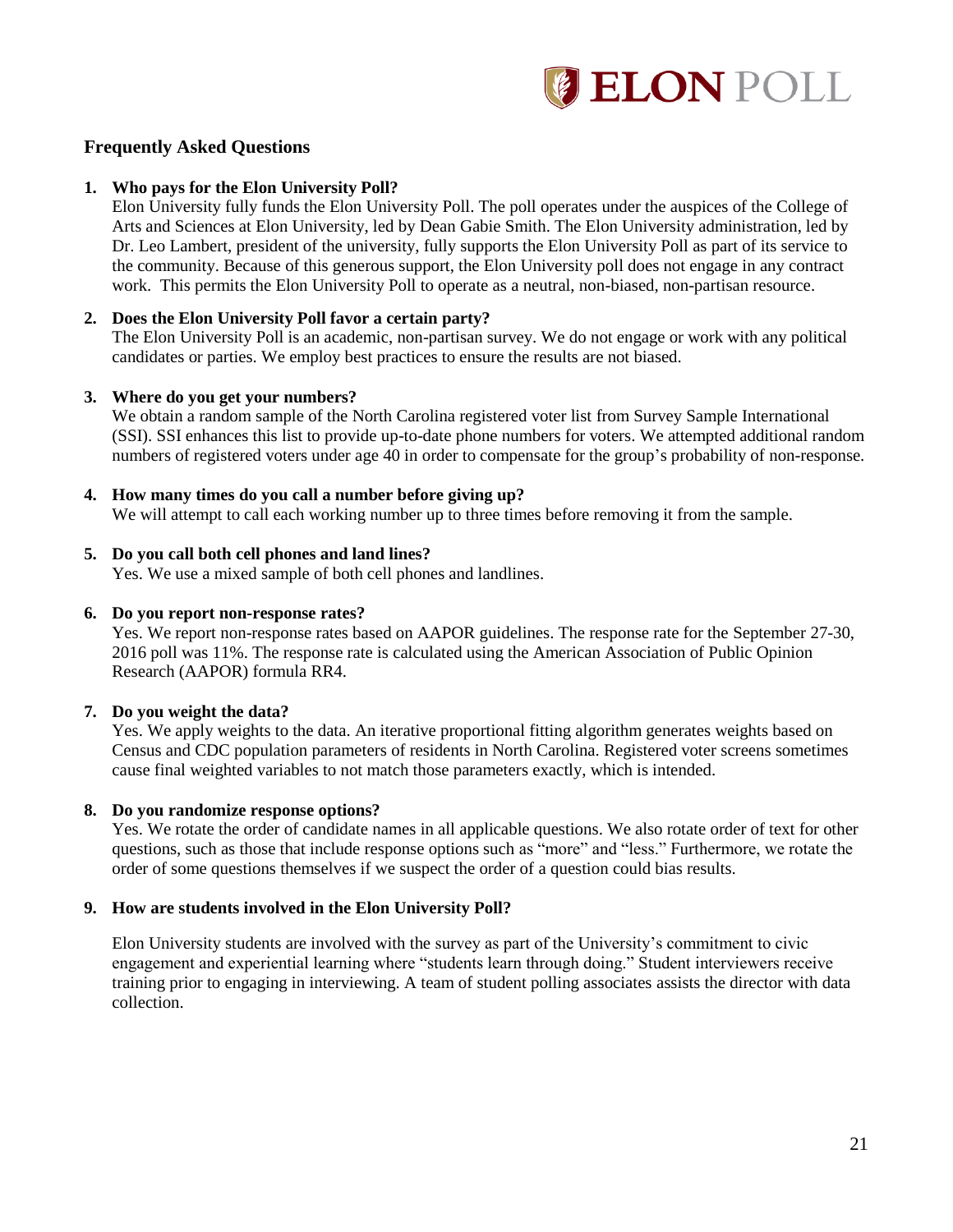## Frequently Asked Questions

1. **Who pays for the Elon University Poll?**
   Elon University fully funds the Elon University Poll. The poll operates under the auspices of the College of Arts and Sciences at Elon University, led by Dean Gabie Smith. The Elon University administration, led by Dr. Leo Lambert, president of the university, fully supports the Elon University Poll as part of its service to the community. Because of this generous support, the Elon University poll does not engage in any contract work. This permits the Elon University Poll to operate as a neutral, non-biased, non-partisan resource.

2. **Does the Elon University Poll favor a certain party?**
   The Elon University Poll is an academic, non-partisan survey. We do not engage or work with any political candidates or parties. We employ best practices to ensure the results are not biased.

3. **Where do you get your numbers?**
   We obtain a random sample of the North Carolina registered voter list from Survey Sample International (SSI). SSI enhances this list to provide up-to-date phone numbers for voters. We attempted additional random numbers of registered voters under age 40 in order to compensate for the group's probability of non-response.

4. **How many times do you call a number before giving up?**
   We will attempt to call each working number up to three times before removing it from the sample.

5. **Do you call both cell phones and land lines?**
   Yes. We use a mixed sample of both cell phones and landlines.

6. **Do you report non-response rates?**
   Yes. We report non-response rates based on AAPOR guidelines. The response rate for the September 27-30, 2016 poll was 11%. The response rate is calculated using the American Association of Public Opinion Research (AAPOR) formula RR4.

7. **Do you weight the data?**
   Yes. We apply weights to the data. An iterative proportional fitting algorithm generates weights based on Census and CDC population parameters of residents in North Carolina. Registered voter screens sometimes cause final weighted variables to not match those parameters exactly, which is intended.

8. **Do you randomize response options?**
   Yes. We rotate the order of candidate names in all applicable questions. We also rotate order of text for other questions, such as those that include response options such as "more" and "less." Furthermore, we rotate the order of some questions themselves if we suspect the order of a question could bias results.

9. **How are students involved in the Elon University Poll?**

   Elon University students are involved with the survey as part of the University's commitment to civic engagement and experiential learning where "students learn through doing." Student interviewers receive training prior to engaging in interviewing. A team of student polling associates assists the director with data collection.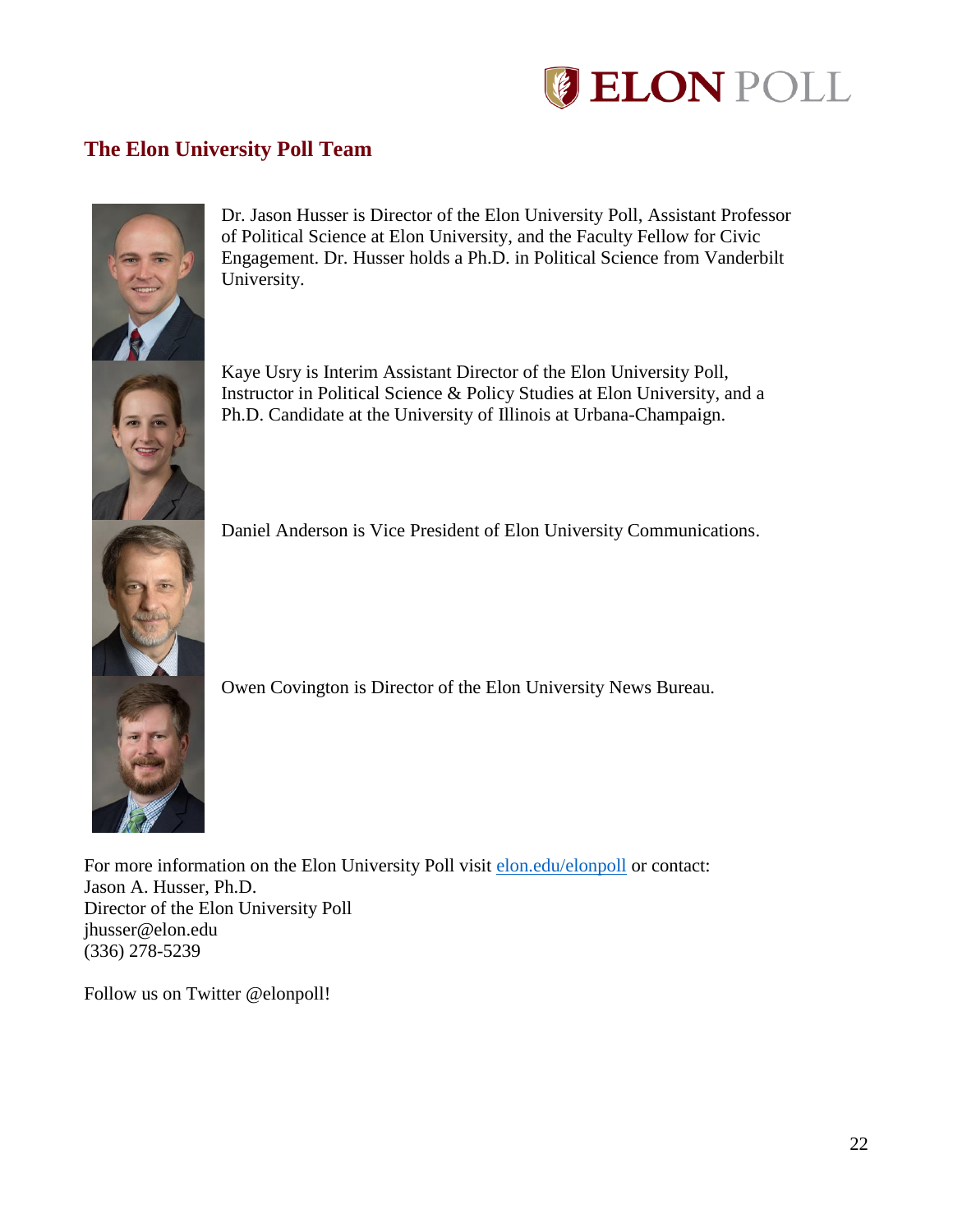## The Elon University Poll Team

Dr. Jason Husser is Director of the Elon University Poll, Assistant Professor of Political Science at Elon University, and the Faculty Fellow for Civic Engagement. Dr. Husser holds a Ph.D. in Political Science from Vanderbilt University.

Kaye Usry is Interim Assistant Director of the Elon University Poll, Instructor in Political Science & Policy Studies at Elon University, and a Ph.D. Candidate at the University of Illinois at Urbana-Champaign.

Daniel Anderson is Vice President of Elon University Communications.

Owen Covington is Director of the Elon University News Bureau.

For more information on the Elon University Poll visit [elon.edu/elonpoll](elon.edu/elonpoll) or contact:
Jason A. Husser, Ph.D.
Director of the Elon University Poll
jhusser@elon.edu
(336) 278-5239

Follow us on Twitter @elonpoll!